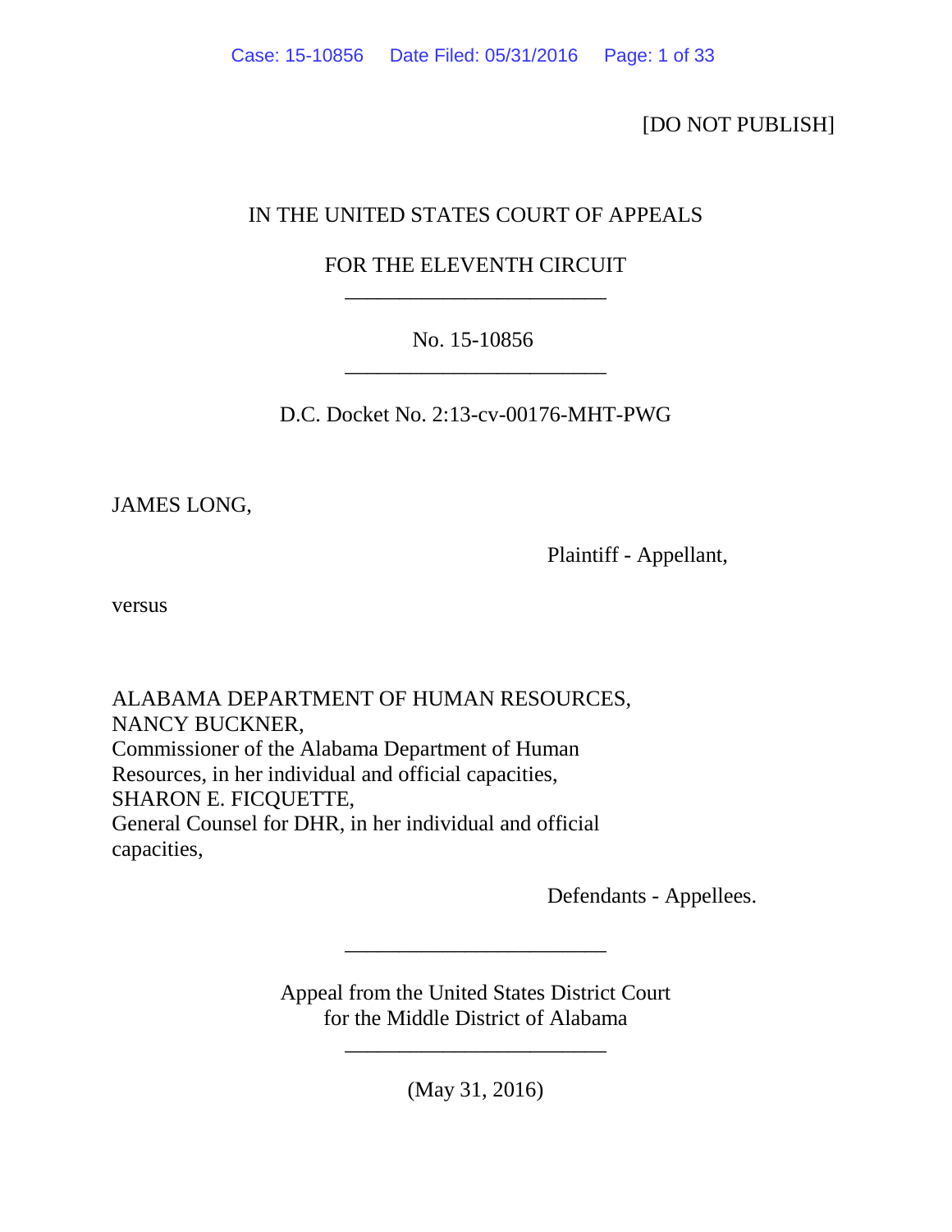[DO NOT PUBLISH]

IN THE UNITED STATES COURT OF APPEALS

FOR THE ELEVENTH CIRCUIT

---

No. 15-10856

---

D.C. Docket No. 2:13-cv-00176-MHT-PWG

JAMES LONG,

Plaintiff - Appellant,

versus

ALABAMA DEPARTMENT OF HUMAN RESOURCES,
NANCY BUCKNER,
Commissioner of the Alabama Department of Human Resources, in her individual and official capacities,
SHARON E. FICQUETTE,
General Counsel for DHR, in her individual and official capacities,

Defendants - Appellees.

---

Appeal from the United States District Court
for the Middle District of Alabama

---

(May 31, 2016)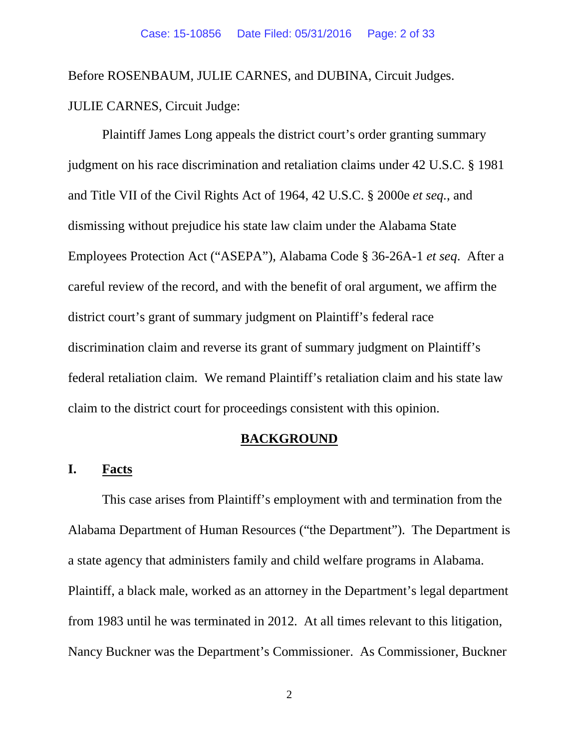Before ROSENBAUM, JULIE CARNES, and DUBINA, Circuit Judges.

JULIE CARNES, Circuit Judge:

Plaintiff James Long appeals the district court's order granting summary judgment on his race discrimination and retaliation claims under 42 U.S.C. § 1981 and Title VII of the Civil Rights Act of 1964, 42 U.S.C. § 2000e *et seq.*, and dismissing without prejudice his state law claim under the Alabama State Employees Protection Act ("ASEPA"), Alabama Code § 36-26A-1 *et seq.* After a careful review of the record, and with the benefit of oral argument, we affirm the district court's grant of summary judgment on Plaintiff's federal race discrimination claim and reverse its grant of summary judgment on Plaintiff's federal retaliation claim. We remand Plaintiff's retaliation claim and his state law claim to the district court for proceedings consistent with this opinion.

## BACKGROUND

### I. Facts

This case arises from Plaintiff's employment with and termination from the Alabama Department of Human Resources ("the Department"). The Department is a state agency that administers family and child welfare programs in Alabama. Plaintiff, a black male, worked as an attorney in the Department's legal department from 1983 until he was terminated in 2012. At all times relevant to this litigation, Nancy Buckner was the Department's Commissioner. As Commissioner, Buckner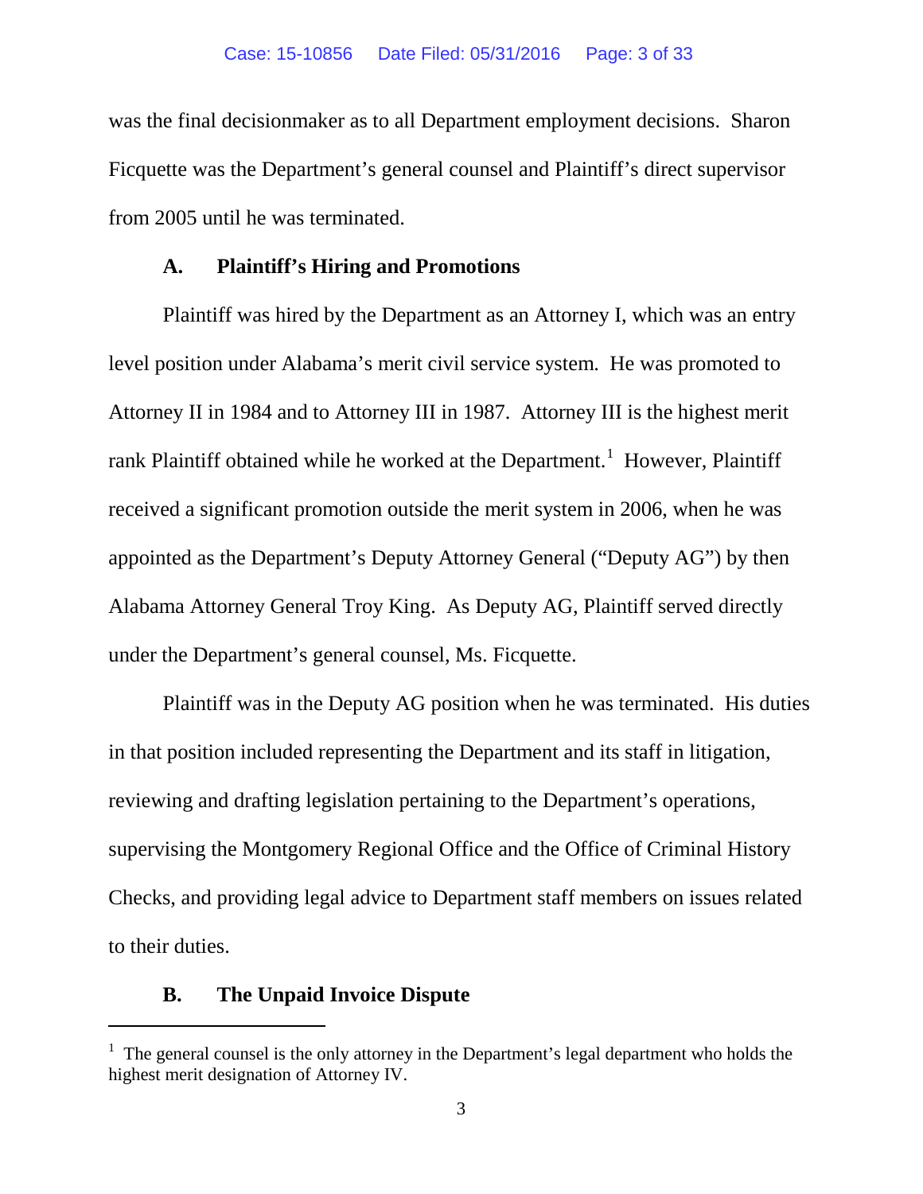was the final decisionmaker as to all Department employment decisions. Sharon Ficquette was the Department's general counsel and Plaintiff's direct supervisor from 2005 until he was terminated.

### A. Plaintiff's Hiring and Promotions

Plaintiff was hired by the Department as an Attorney I, which was an entry level position under Alabama's merit civil service system. He was promoted to Attorney II in 1984 and to Attorney III in 1987. Attorney III is the highest merit rank Plaintiff obtained while he worked at the Department.[1] However, Plaintiff received a significant promotion outside the merit system in 2006, when he was appointed as the Department's Deputy Attorney General ("Deputy AG") by then Alabama Attorney General Troy King. As Deputy AG, Plaintiff served directly under the Department's general counsel, Ms. Ficquette.

Plaintiff was in the Deputy AG position when he was terminated. His duties in that position included representing the Department and its staff in litigation, reviewing and drafting legislation pertaining to the Department's operations, supervising the Montgomery Regional Office and the Office of Criminal History Checks, and providing legal advice to Department staff members on issues related to their duties.

### B. The Unpaid Invoice Dispute

[1] The general counsel is the only attorney in the Department's legal department who holds the highest merit designation of Attorney IV.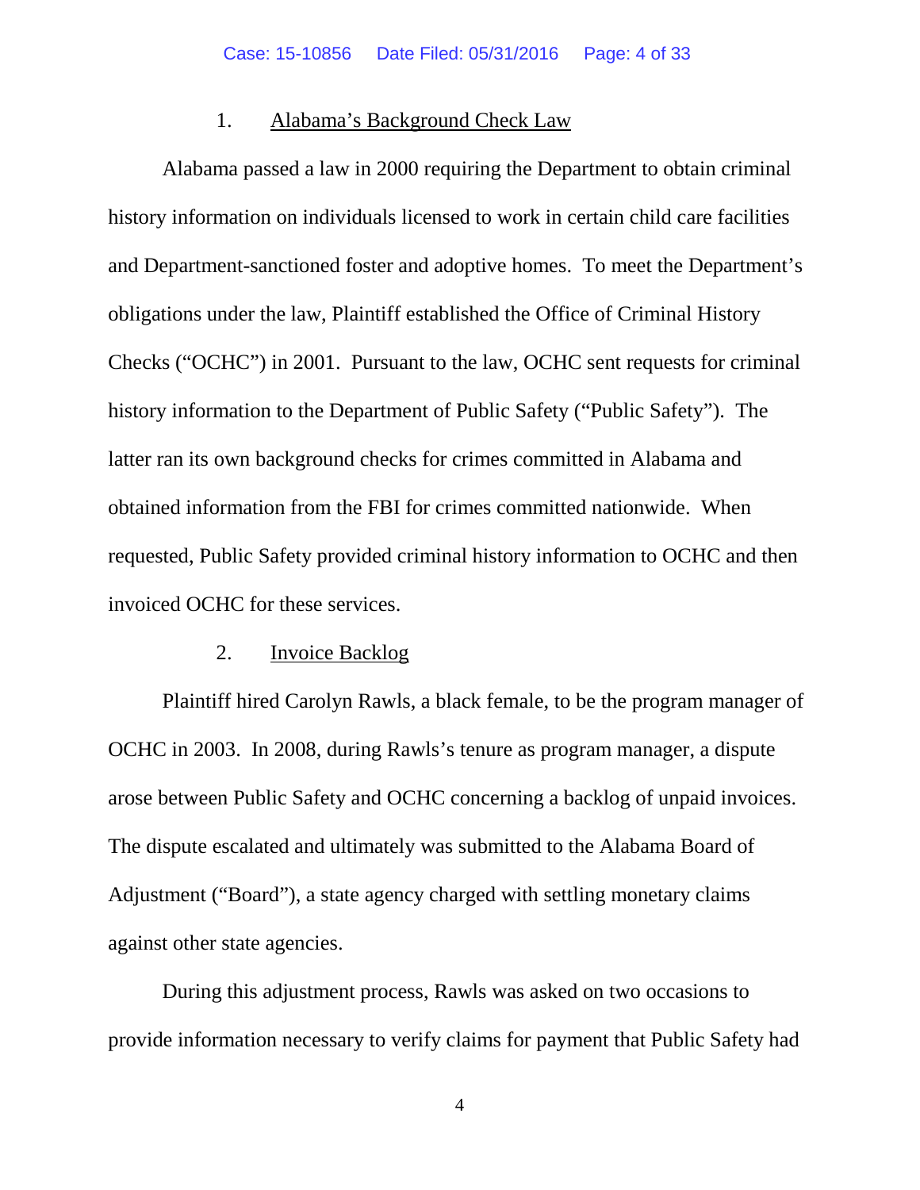### 1. Alabama's Background Check Law

Alabama passed a law in 2000 requiring the Department to obtain criminal history information on individuals licensed to work in certain child care facilities and Department-sanctioned foster and adoptive homes. To meet the Department's obligations under the law, Plaintiff established the Office of Criminal History Checks ("OCHC") in 2001. Pursuant to the law, OCHC sent requests for criminal history information to the Department of Public Safety ("Public Safety"). The latter ran its own background checks for crimes committed in Alabama and obtained information from the FBI for crimes committed nationwide. When requested, Public Safety provided criminal history information to OCHC and then invoiced OCHC for these services.

### 2. Invoice Backlog

Plaintiff hired Carolyn Rawls, a black female, to be the program manager of OCHC in 2003. In 2008, during Rawls's tenure as program manager, a dispute arose between Public Safety and OCHC concerning a backlog of unpaid invoices. The dispute escalated and ultimately was submitted to the Alabama Board of Adjustment ("Board"), a state agency charged with settling monetary claims against other state agencies.

During this adjustment process, Rawls was asked on two occasions to provide information necessary to verify claims for payment that Public Safety had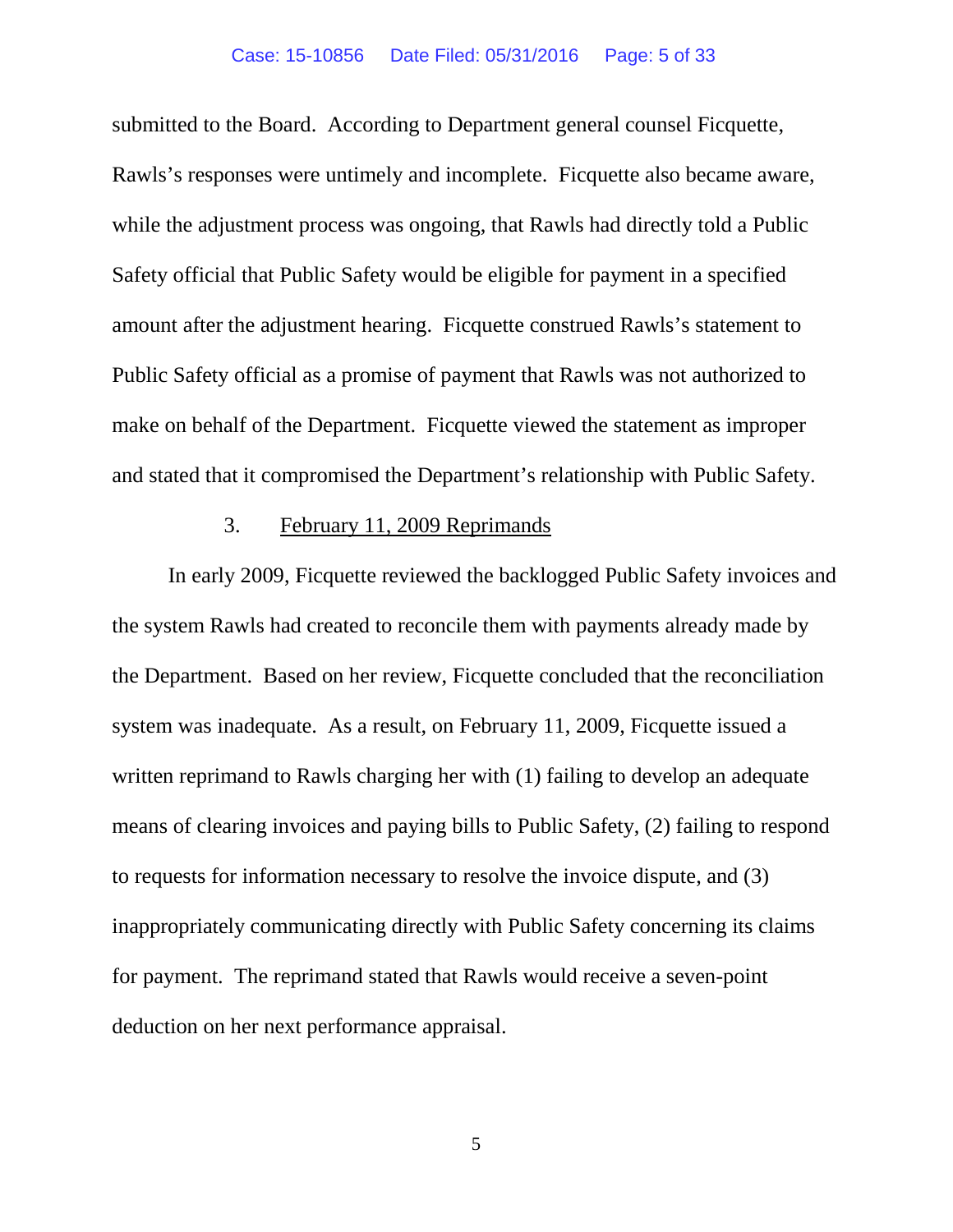submitted to the Board. According to Department general counsel Ficquette, Rawls's responses were untimely and incomplete. Ficquette also became aware, while the adjustment process was ongoing, that Rawls had directly told a Public Safety official that Public Safety would be eligible for payment in a specified amount after the adjustment hearing. Ficquette construed Rawls's statement to Public Safety official as a promise of payment that Rawls was not authorized to make on behalf of the Department. Ficquette viewed the statement as improper and stated that it compromised the Department's relationship with Public Safety.

3. <u>February 11, 2009 Reprimands</u>

In early 2009, Ficquette reviewed the backlogged Public Safety invoices and the system Rawls had created to reconcile them with payments already made by the Department. Based on her review, Ficquette concluded that the reconciliation system was inadequate. As a result, on February 11, 2009, Ficquette issued a written reprimand to Rawls charging her with (1) failing to develop an adequate means of clearing invoices and paying bills to Public Safety, (2) failing to respond to requests for information necessary to resolve the invoice dispute, and (3) inappropriately communicating directly with Public Safety concerning its claims for payment. The reprimand stated that Rawls would receive a seven-point deduction on her next performance appraisal.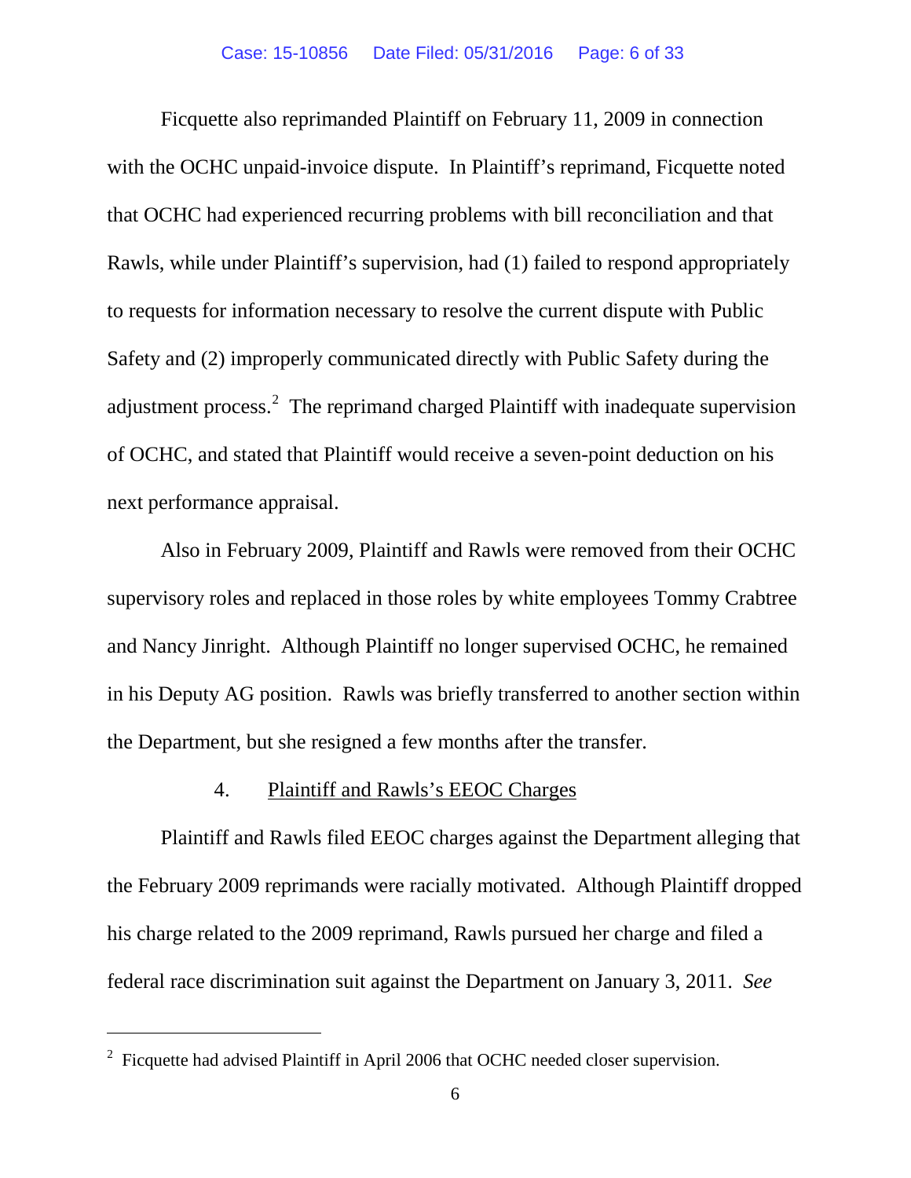Ficquette also reprimanded Plaintiff on February 11, 2009 in connection with the OCHC unpaid-invoice dispute. In Plaintiff's reprimand, Ficquette noted that OCHC had experienced recurring problems with bill reconciliation and that Rawls, while under Plaintiff's supervision, had (1) failed to respond appropriately to requests for information necessary to resolve the current dispute with Public Safety and (2) improperly communicated directly with Public Safety during the adjustment process.[2] The reprimand charged Plaintiff with inadequate supervision of OCHC, and stated that Plaintiff would receive a seven-point deduction on his next performance appraisal.

Also in February 2009, Plaintiff and Rawls were removed from their OCHC supervisory roles and replaced in those roles by white employees Tommy Crabtree and Nancy Jinright. Although Plaintiff no longer supervised OCHC, he remained in his Deputy AG position. Rawls was briefly transferred to another section within the Department, but she resigned a few months after the transfer.

4. <u>Plaintiff and Rawls's EEOC Charges</u>

Plaintiff and Rawls filed EEOC charges against the Department alleging that the February 2009 reprimands were racially motivated. Although Plaintiff dropped his charge related to the 2009 reprimand, Rawls pursued her charge and filed a federal race discrimination suit against the Department on January 3, 2011. *See*

---

[2] Ficquette had advised Plaintiff in April 2006 that OCHC needed closer supervision.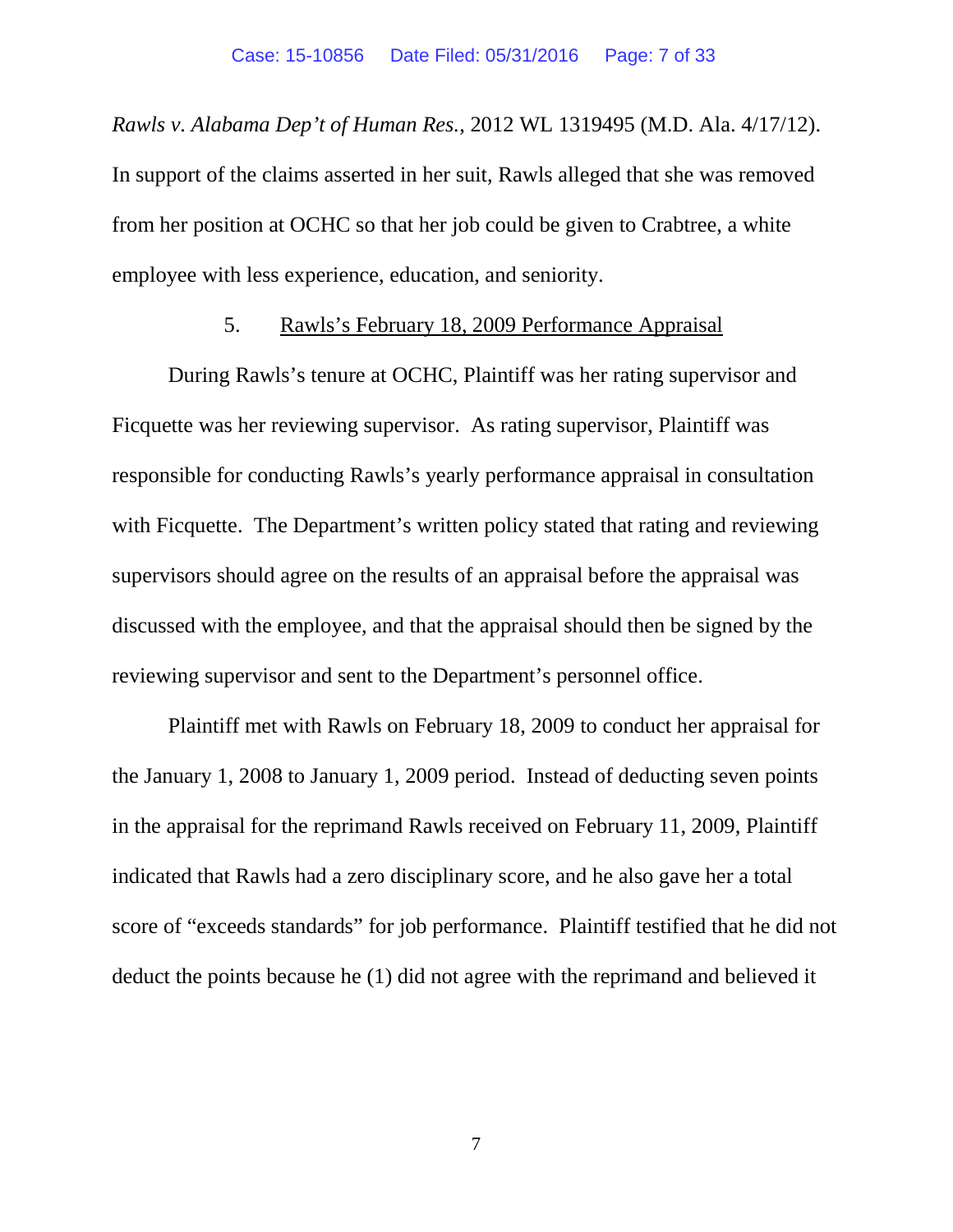*Rawls v. Alabama Dep't of Human Res.*, 2012 WL 1319495 (M.D. Ala. 4/17/12). In support of the claims asserted in her suit, Rawls alleged that she was removed from her position at OCHC so that her job could be given to Crabtree, a white employee with less experience, education, and seniority.

5. Rawls's February 18, 2009 Performance Appraisal

During Rawls's tenure at OCHC, Plaintiff was her rating supervisor and Ficquette was her reviewing supervisor. As rating supervisor, Plaintiff was responsible for conducting Rawls's yearly performance appraisal in consultation with Ficquette. The Department's written policy stated that rating and reviewing supervisors should agree on the results of an appraisal before the appraisal was discussed with the employee, and that the appraisal should then be signed by the reviewing supervisor and sent to the Department's personnel office.

Plaintiff met with Rawls on February 18, 2009 to conduct her appraisal for the January 1, 2008 to January 1, 2009 period. Instead of deducting seven points in the appraisal for the reprimand Rawls received on February 11, 2009, Plaintiff indicated that Rawls had a zero disciplinary score, and he also gave her a total score of "exceeds standards" for job performance. Plaintiff testified that he did not deduct the points because he (1) did not agree with the reprimand and believed it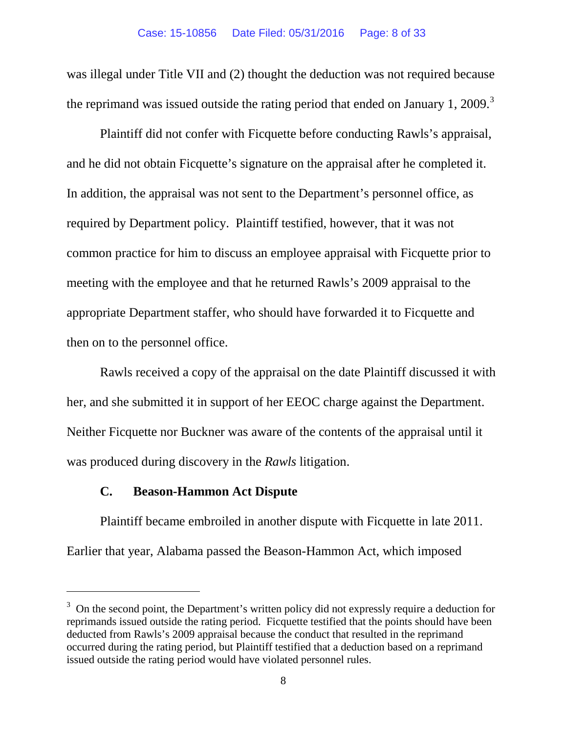was illegal under Title VII and (2) thought the deduction was not required because the reprimand was issued outside the rating period that ended on January 1, 2009.[3]

Plaintiff did not confer with Ficquette before conducting Rawls's appraisal, and he did not obtain Ficquette's signature on the appraisal after he completed it. In addition, the appraisal was not sent to the Department's personnel office, as required by Department policy. Plaintiff testified, however, that it was not common practice for him to discuss an employee appraisal with Ficquette prior to meeting with the employee and that he returned Rawls's 2009 appraisal to the appropriate Department staffer, who should have forwarded it to Ficquette and then on to the personnel office.

Rawls received a copy of the appraisal on the date Plaintiff discussed it with her, and she submitted it in support of her EEOC charge against the Department. Neither Ficquette nor Buckner was aware of the contents of the appraisal until it was produced during discovery in the *Rawls* litigation.

### C. Beason-Hammon Act Dispute

Plaintiff became embroiled in another dispute with Ficquette in late 2011. Earlier that year, Alabama passed the Beason-Hammon Act, which imposed

---

[3] On the second point, the Department's written policy did not expressly require a deduction for reprimands issued outside the rating period. Ficquette testified that the points should have been deducted from Rawls's 2009 appraisal because the conduct that resulted in the reprimand occurred during the rating period, but Plaintiff testified that a deduction based on a reprimand issued outside the rating period would have violated personnel rules.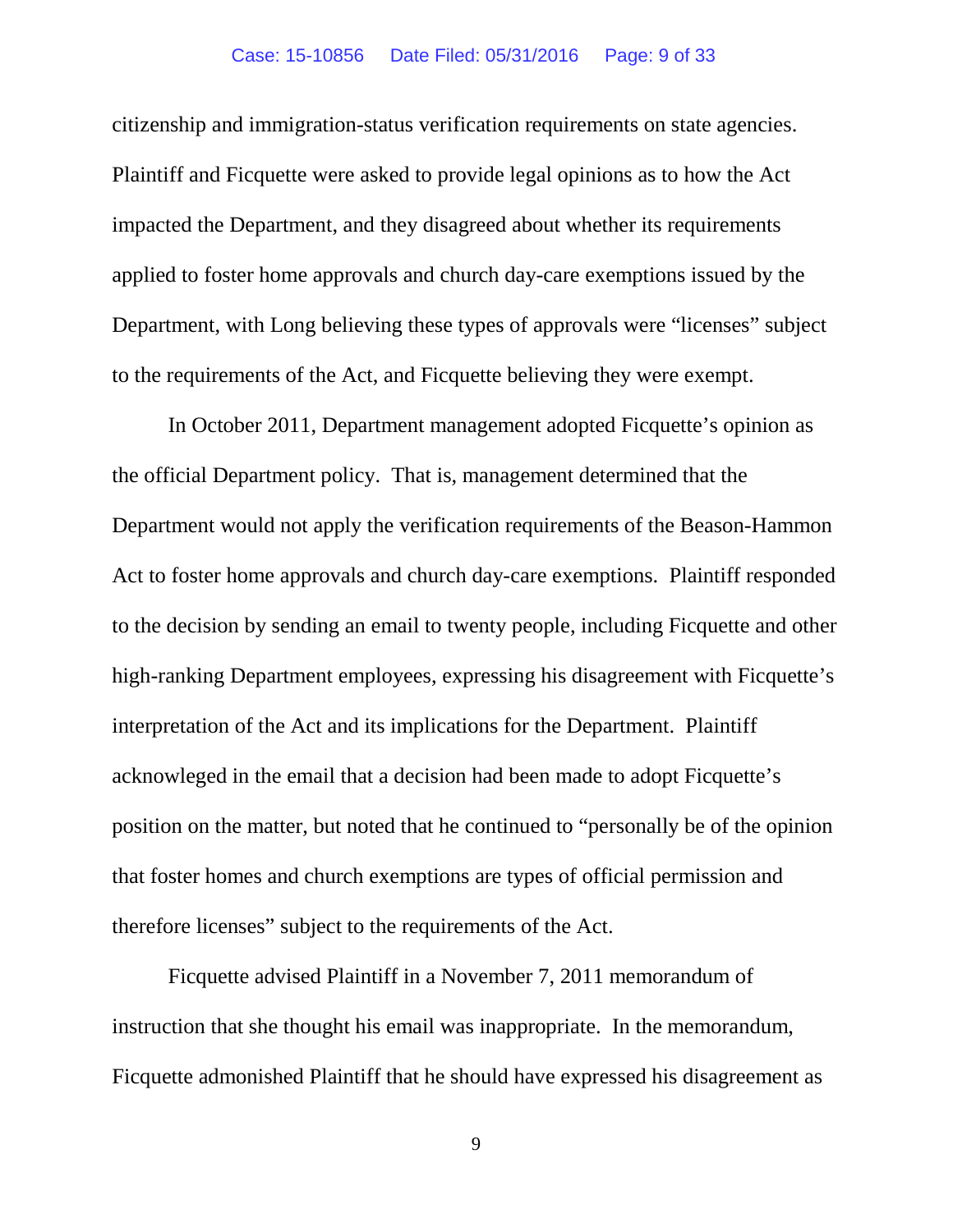citizenship and immigration-status verification requirements on state agencies. Plaintiff and Ficquette were asked to provide legal opinions as to how the Act impacted the Department, and they disagreed about whether its requirements applied to foster home approvals and church day-care exemptions issued by the Department, with Long believing these types of approvals were "licenses" subject to the requirements of the Act, and Ficquette believing they were exempt.

In October 2011, Department management adopted Ficquette's opinion as the official Department policy. That is, management determined that the Department would not apply the verification requirements of the Beason-Hammon Act to foster home approvals and church day-care exemptions. Plaintiff responded to the decision by sending an email to twenty people, including Ficquette and other high-ranking Department employees, expressing his disagreement with Ficquette's interpretation of the Act and its implications for the Department. Plaintiff acknowleged in the email that a decision had been made to adopt Ficquette's position on the matter, but noted that he continued to "personally be of the opinion that foster homes and church exemptions are types of official permission and therefore licenses" subject to the requirements of the Act.

Ficquette advised Plaintiff in a November 7, 2011 memorandum of instruction that she thought his email was inappropriate. In the memorandum, Ficquette admonished Plaintiff that he should have expressed his disagreement as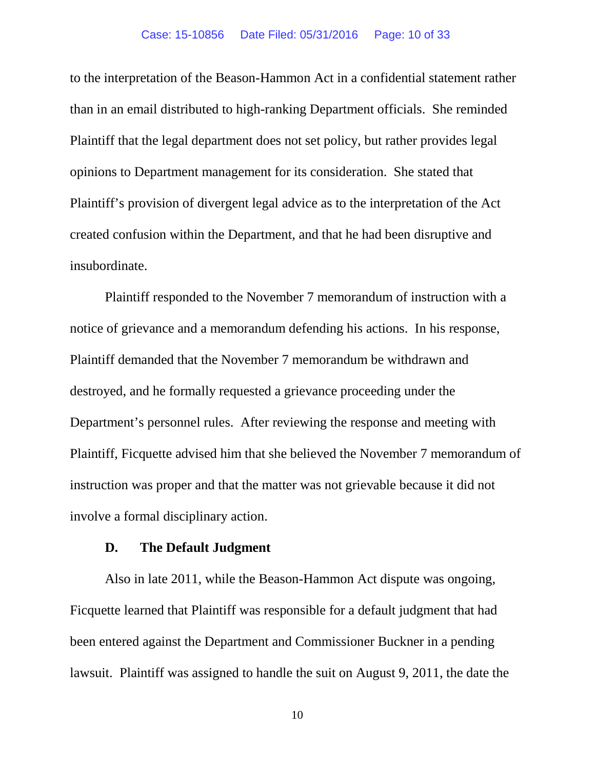to the interpretation of the Beason-Hammon Act in a confidential statement rather than in an email distributed to high-ranking Department officials. She reminded Plaintiff that the legal department does not set policy, but rather provides legal opinions to Department management for its consideration. She stated that Plaintiff's provision of divergent legal advice as to the interpretation of the Act created confusion within the Department, and that he had been disruptive and insubordinate.

Plaintiff responded to the November 7 memorandum of instruction with a notice of grievance and a memorandum defending his actions. In his response, Plaintiff demanded that the November 7 memorandum be withdrawn and destroyed, and he formally requested a grievance proceeding under the Department's personnel rules. After reviewing the response and meeting with Plaintiff, Ficquette advised him that she believed the November 7 memorandum of instruction was proper and that the matter was not grievable because it did not involve a formal disciplinary action.

### D. The Default Judgment

Also in late 2011, while the Beason-Hammon Act dispute was ongoing, Ficquette learned that Plaintiff was responsible for a default judgment that had been entered against the Department and Commissioner Buckner in a pending lawsuit. Plaintiff was assigned to handle the suit on August 9, 2011, the date the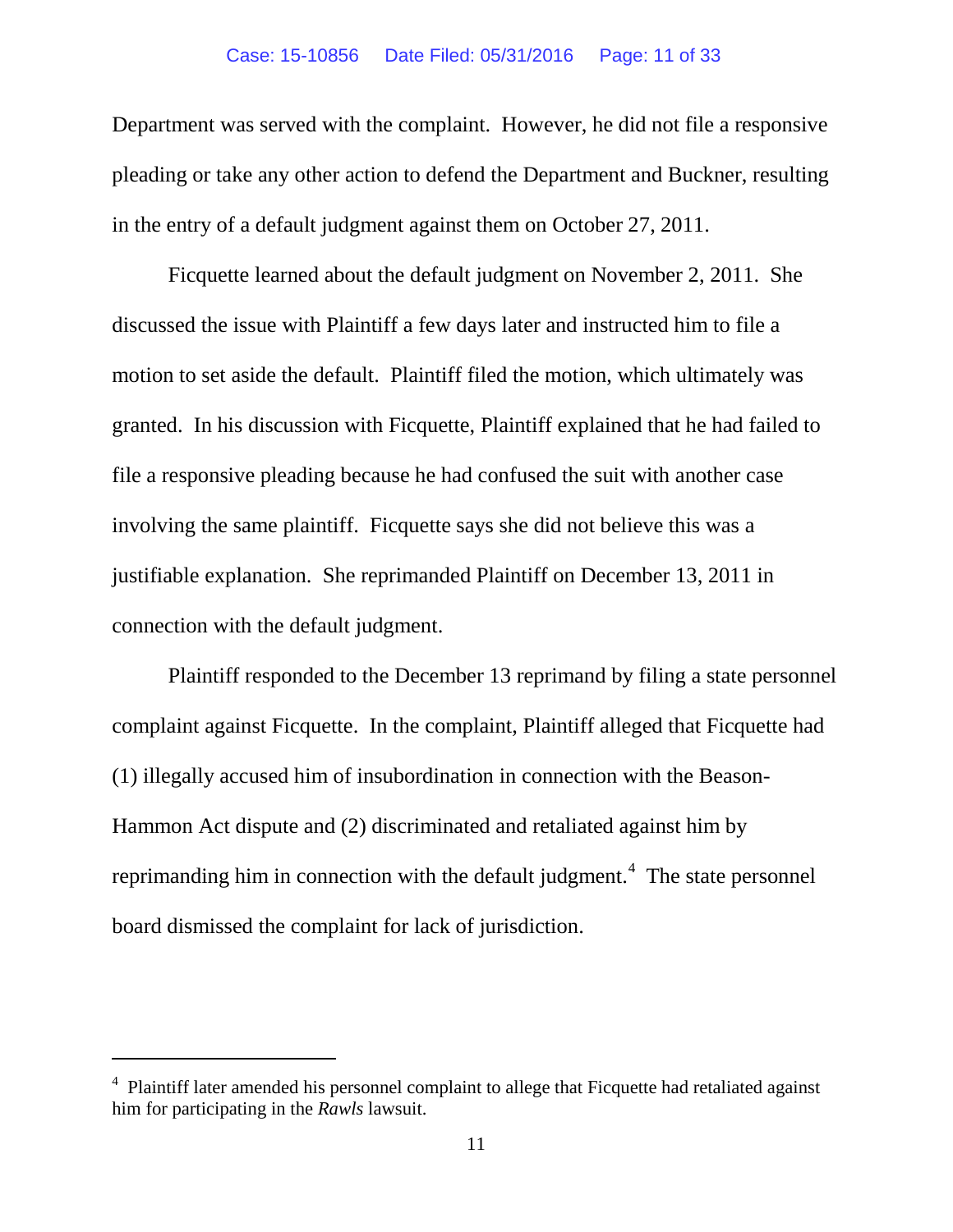Department was served with the complaint. However, he did not file a responsive pleading or take any other action to defend the Department and Buckner, resulting in the entry of a default judgment against them on October 27, 2011.

Ficquette learned about the default judgment on November 2, 2011. She discussed the issue with Plaintiff a few days later and instructed him to file a motion to set aside the default. Plaintiff filed the motion, which ultimately was granted. In his discussion with Ficquette, Plaintiff explained that he had failed to file a responsive pleading because he had confused the suit with another case involving the same plaintiff. Ficquette says she did not believe this was a justifiable explanation. She reprimanded Plaintiff on December 13, 2011 in connection with the default judgment.

Plaintiff responded to the December 13 reprimand by filing a state personnel complaint against Ficquette. In the complaint, Plaintiff alleged that Ficquette had (1) illegally accused him of insubordination in connection with the Beason-Hammon Act dispute and (2) discriminated and retaliated against him by reprimanding him in connection with the default judgment.[4] The state personnel board dismissed the complaint for lack of jurisdiction.

---

[4] Plaintiff later amended his personnel complaint to allege that Ficquette had retaliated against him for participating in the *Rawls* lawsuit.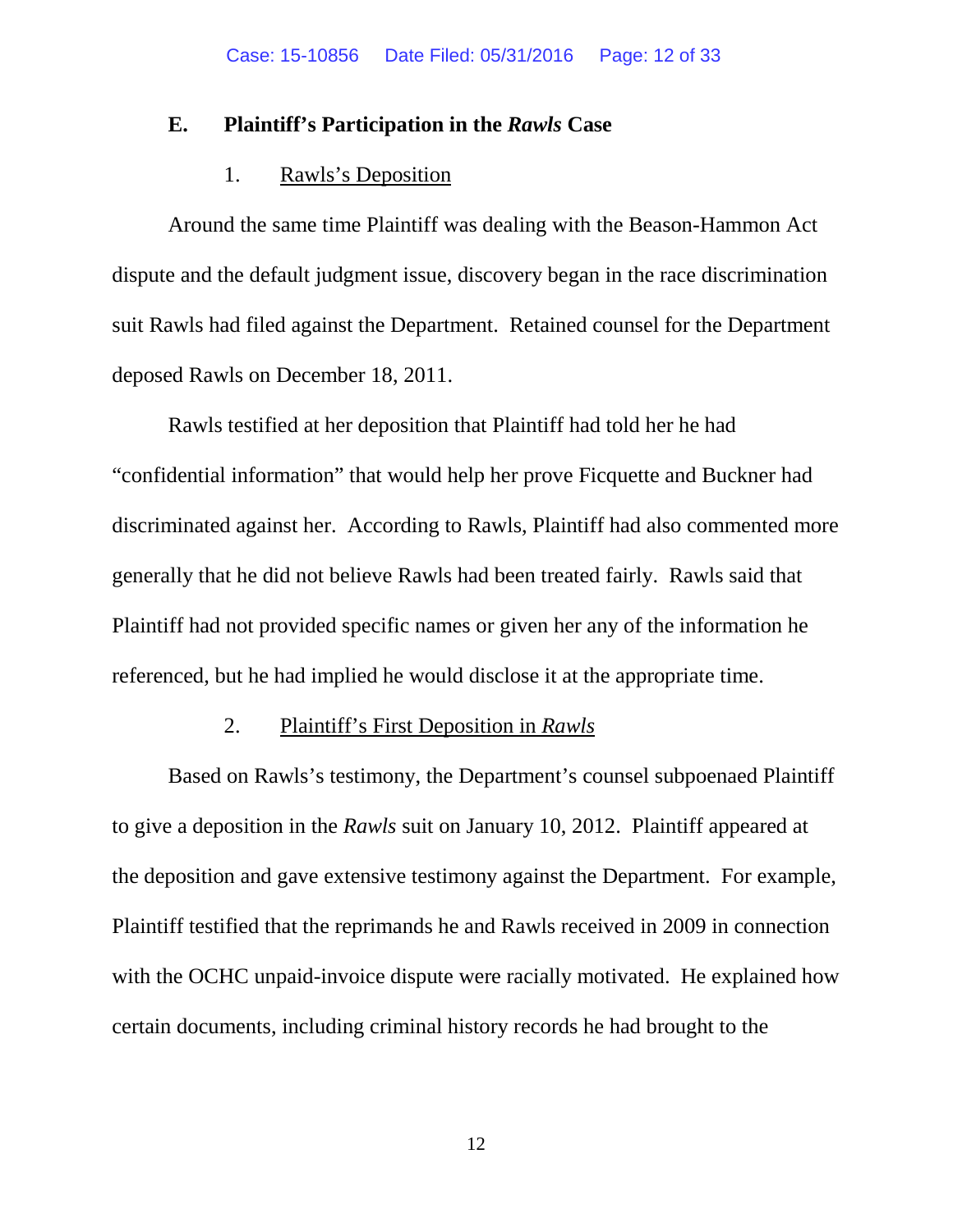### E. Plaintiff's Participation in the *Rawls* Case

#### 1. Rawls's Deposition

Around the same time Plaintiff was dealing with the Beason-Hammon Act dispute and the default judgment issue, discovery began in the race discrimination suit Rawls had filed against the Department. Retained counsel for the Department deposed Rawls on December 18, 2011.

Rawls testified at her deposition that Plaintiff had told her he had "confidential information" that would help her prove Ficquette and Buckner had discriminated against her. According to Rawls, Plaintiff had also commented more generally that he did not believe Rawls had been treated fairly. Rawls said that Plaintiff had not provided specific names or given her any of the information he referenced, but he had implied he would disclose it at the appropriate time.

#### 2. Plaintiff's First Deposition in *Rawls*

Based on Rawls's testimony, the Department's counsel subpoenaed Plaintiff to give a deposition in the *Rawls* suit on January 10, 2012. Plaintiff appeared at the deposition and gave extensive testimony against the Department. For example, Plaintiff testified that the reprimands he and Rawls received in 2009 in connection with the OCHC unpaid-invoice dispute were racially motivated. He explained how certain documents, including criminal history records he had brought to the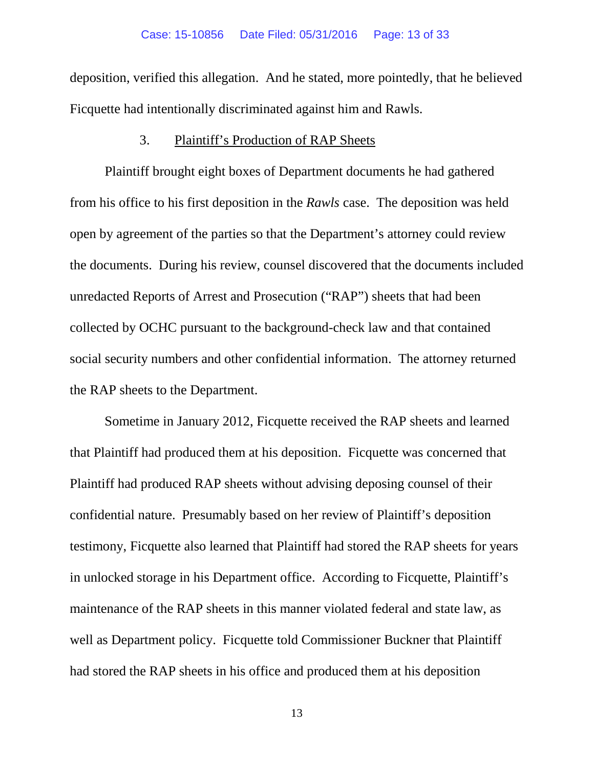deposition, verified this allegation. And he stated, more pointedly, that he believed Ficquette had intentionally discriminated against him and Rawls.

3. Plaintiff's Production of RAP Sheets

Plaintiff brought eight boxes of Department documents he had gathered from his office to his first deposition in the *Rawls* case. The deposition was held open by agreement of the parties so that the Department's attorney could review the documents. During his review, counsel discovered that the documents included unredacted Reports of Arrest and Prosecution ("RAP") sheets that had been collected by OCHC pursuant to the background-check law and that contained social security numbers and other confidential information. The attorney returned the RAP sheets to the Department.

Sometime in January 2012, Ficquette received the RAP sheets and learned that Plaintiff had produced them at his deposition. Ficquette was concerned that Plaintiff had produced RAP sheets without advising deposing counsel of their confidential nature. Presumably based on her review of Plaintiff's deposition testimony, Ficquette also learned that Plaintiff had stored the RAP sheets for years in unlocked storage in his Department office. According to Ficquette, Plaintiff's maintenance of the RAP sheets in this manner violated federal and state law, as well as Department policy. Ficquette told Commissioner Buckner that Plaintiff had stored the RAP sheets in his office and produced them at his deposition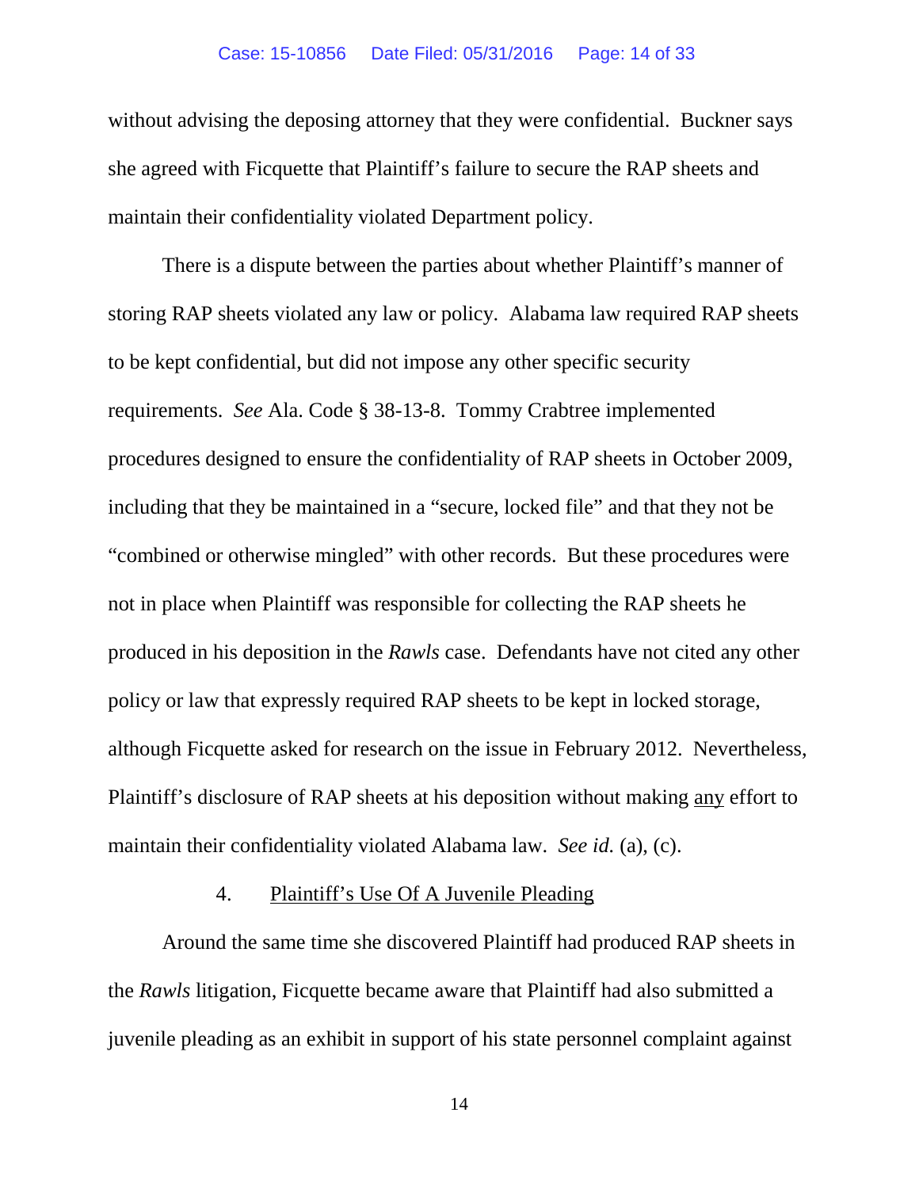without advising the deposing attorney that they were confidential. Buckner says she agreed with Ficquette that Plaintiff's failure to secure the RAP sheets and maintain their confidentiality violated Department policy.

There is a dispute between the parties about whether Plaintiff's manner of storing RAP sheets violated any law or policy. Alabama law required RAP sheets to be kept confidential, but did not impose any other specific security requirements. *See* Ala. Code § 38-13-8. Tommy Crabtree implemented procedures designed to ensure the confidentiality of RAP sheets in October 2009, including that they be maintained in a "secure, locked file" and that they not be "combined or otherwise mingled" with other records. But these procedures were not in place when Plaintiff was responsible for collecting the RAP sheets he produced in his deposition in the *Rawls* case. Defendants have not cited any other policy or law that expressly required RAP sheets to be kept in locked storage, although Ficquette asked for research on the issue in February 2012. Nevertheless, Plaintiff's disclosure of RAP sheets at his deposition without making <u>any</u> effort to maintain their confidentiality violated Alabama law. *See id.* (a), (c).

4. <u>Plaintiff's Use Of A Juvenile Pleading</u>

Around the same time she discovered Plaintiff had produced RAP sheets in the *Rawls* litigation, Ficquette became aware that Plaintiff had also submitted a juvenile pleading as an exhibit in support of his state personnel complaint against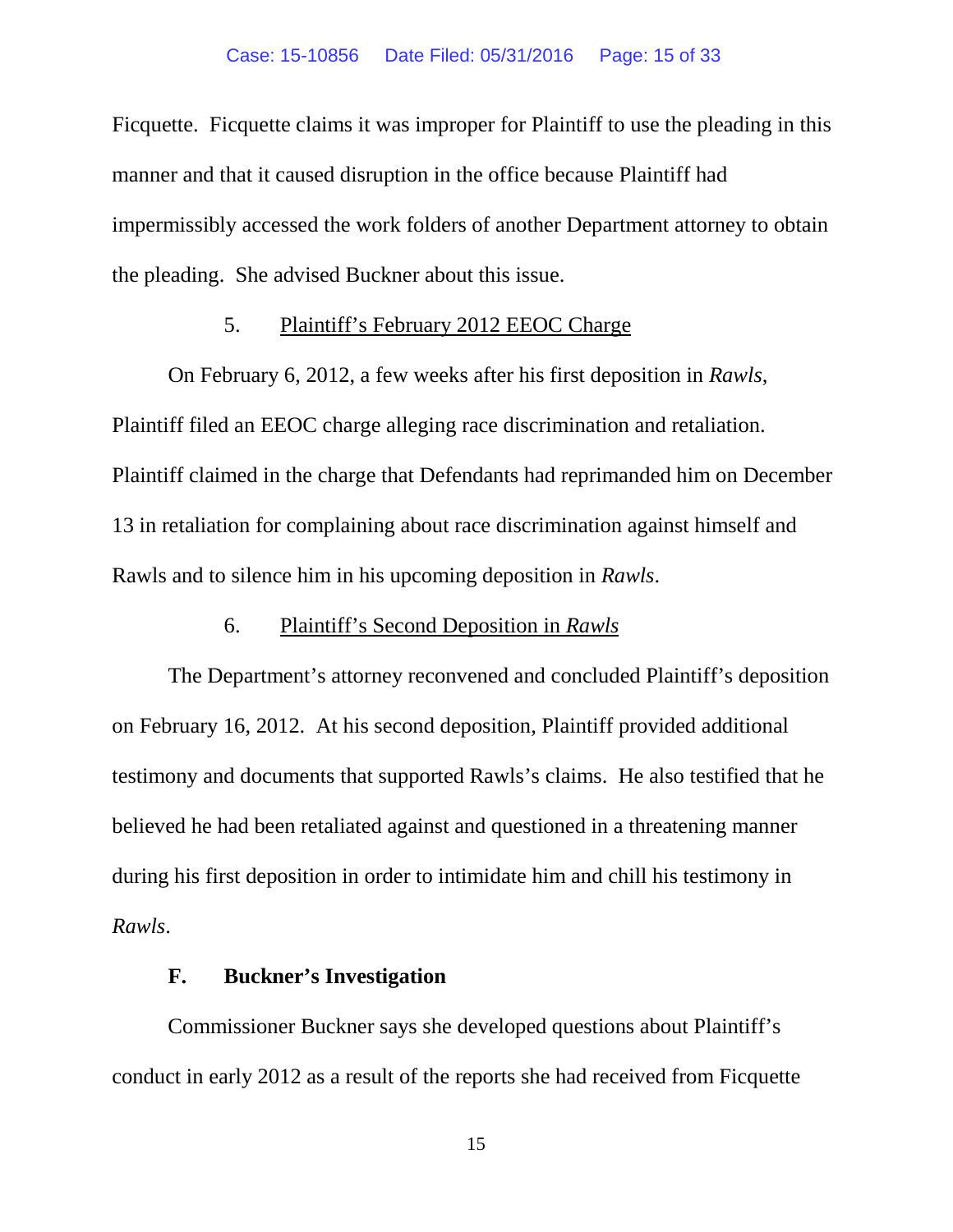Ficquette. Ficquette claims it was improper for Plaintiff to use the pleading in this manner and that it caused disruption in the office because Plaintiff had impermissibly accessed the work folders of another Department attorney to obtain the pleading. She advised Buckner about this issue.

5. <u>Plaintiff's February 2012 EEOC Charge</u>

On February 6, 2012, a few weeks after his first deposition in *Rawls*, Plaintiff filed an EEOC charge alleging race discrimination and retaliation. Plaintiff claimed in the charge that Defendants had reprimanded him on December 13 in retaliation for complaining about race discrimination against himself and Rawls and to silence him in his upcoming deposition in *Rawls*.

6. <u>Plaintiff's Second Deposition in *Rawls*</u>

The Department's attorney reconvened and concluded Plaintiff's deposition on February 16, 2012. At his second deposition, Plaintiff provided additional testimony and documents that supported Rawls's claims. He also testified that he believed he had been retaliated against and questioned in a threatening manner during his first deposition in order to intimidate him and chill his testimony in *Rawls*.

### F. Buckner's Investigation

Commissioner Buckner says she developed questions about Plaintiff's conduct in early 2012 as a result of the reports she had received from Ficquette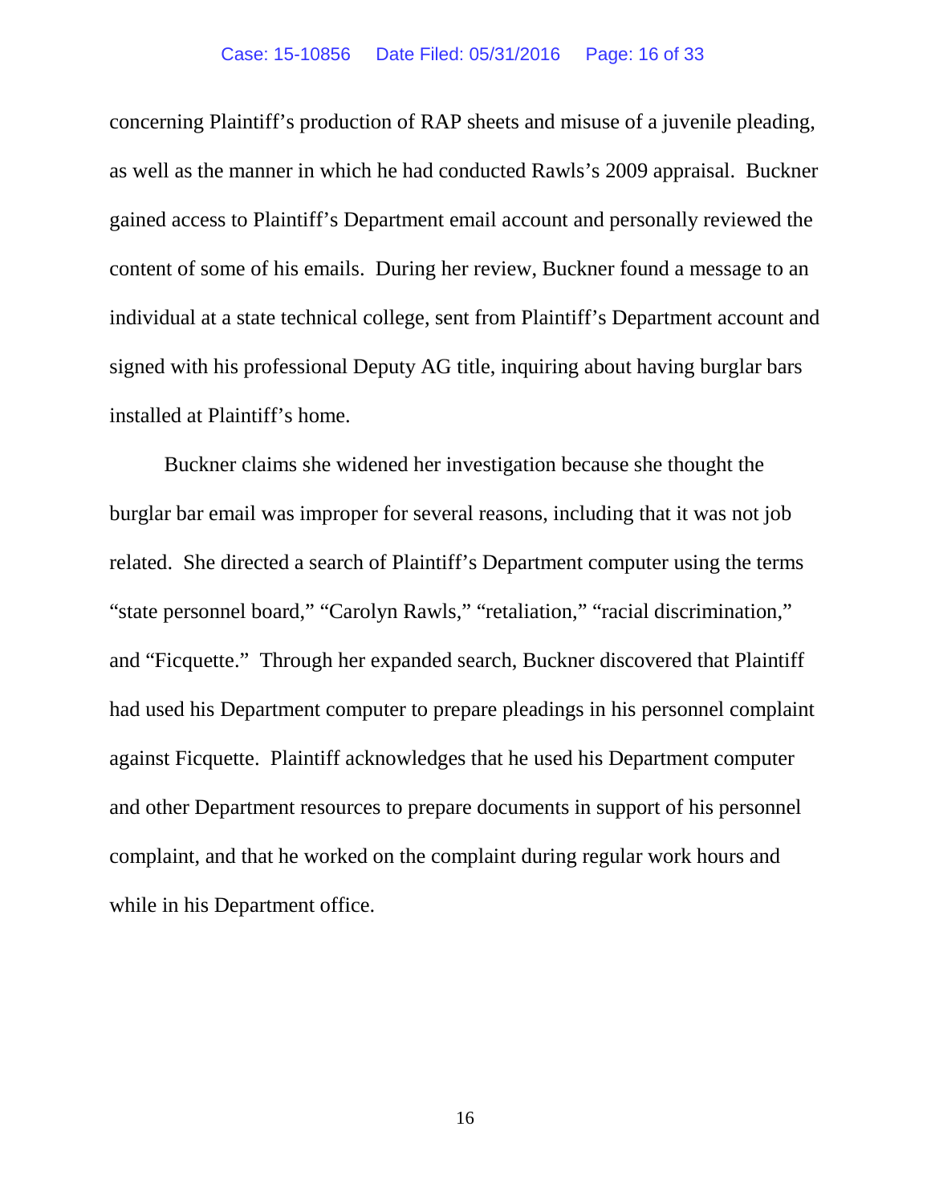concerning Plaintiff's production of RAP sheets and misuse of a juvenile pleading, as well as the manner in which he had conducted Rawls's 2009 appraisal. Buckner gained access to Plaintiff's Department email account and personally reviewed the content of some of his emails. During her review, Buckner found a message to an individual at a state technical college, sent from Plaintiff's Department account and signed with his professional Deputy AG title, inquiring about having burglar bars installed at Plaintiff's home.

Buckner claims she widened her investigation because she thought the burglar bar email was improper for several reasons, including that it was not job related. She directed a search of Plaintiff's Department computer using the terms "state personnel board," "Carolyn Rawls," "retaliation," "racial discrimination," and "Ficquette." Through her expanded search, Buckner discovered that Plaintiff had used his Department computer to prepare pleadings in his personnel complaint against Ficquette. Plaintiff acknowledges that he used his Department computer and other Department resources to prepare documents in support of his personnel complaint, and that he worked on the complaint during regular work hours and while in his Department office.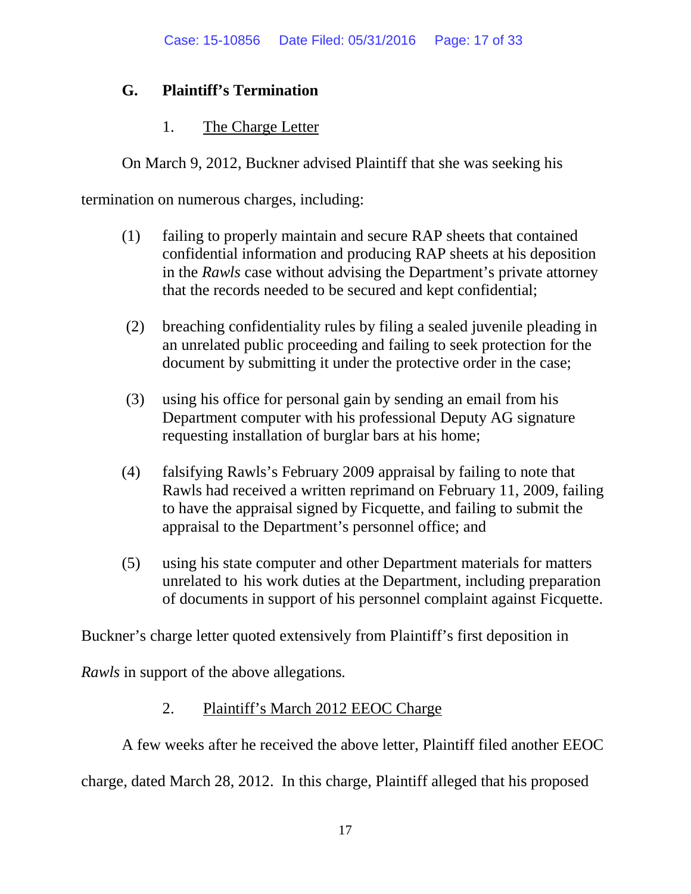### G. Plaintiff's Termination

#### 1. The Charge Letter

On March 9, 2012, Buckner advised Plaintiff that she was seeking his termination on numerous charges, including:

(1) failing to properly maintain and secure RAP sheets that contained confidential information and producing RAP sheets at his deposition in the *Rawls* case without advising the Department's private attorney that the records needed to be secured and kept confidential;

(2) breaching confidentiality rules by filing a sealed juvenile pleading in an unrelated public proceeding and failing to seek protection for the document by submitting it under the protective order in the case;

(3) using his office for personal gain by sending an email from his Department computer with his professional Deputy AG signature requesting installation of burglar bars at his home;

(4) falsifying Rawls's February 2009 appraisal by failing to note that Rawls had received a written reprimand on February 11, 2009, failing to have the appraisal signed by Ficquette, and failing to submit the appraisal to the Department's personnel office; and

(5) using his state computer and other Department materials for matters unrelated to his work duties at the Department, including preparation of documents in support of his personnel complaint against Ficquette.

Buckner's charge letter quoted extensively from Plaintiff's first deposition in *Rawls* in support of the above allegations.

#### 2. Plaintiff's March 2012 EEOC Charge

A few weeks after he received the above letter, Plaintiff filed another EEOC charge, dated March 28, 2012. In this charge, Plaintiff alleged that his proposed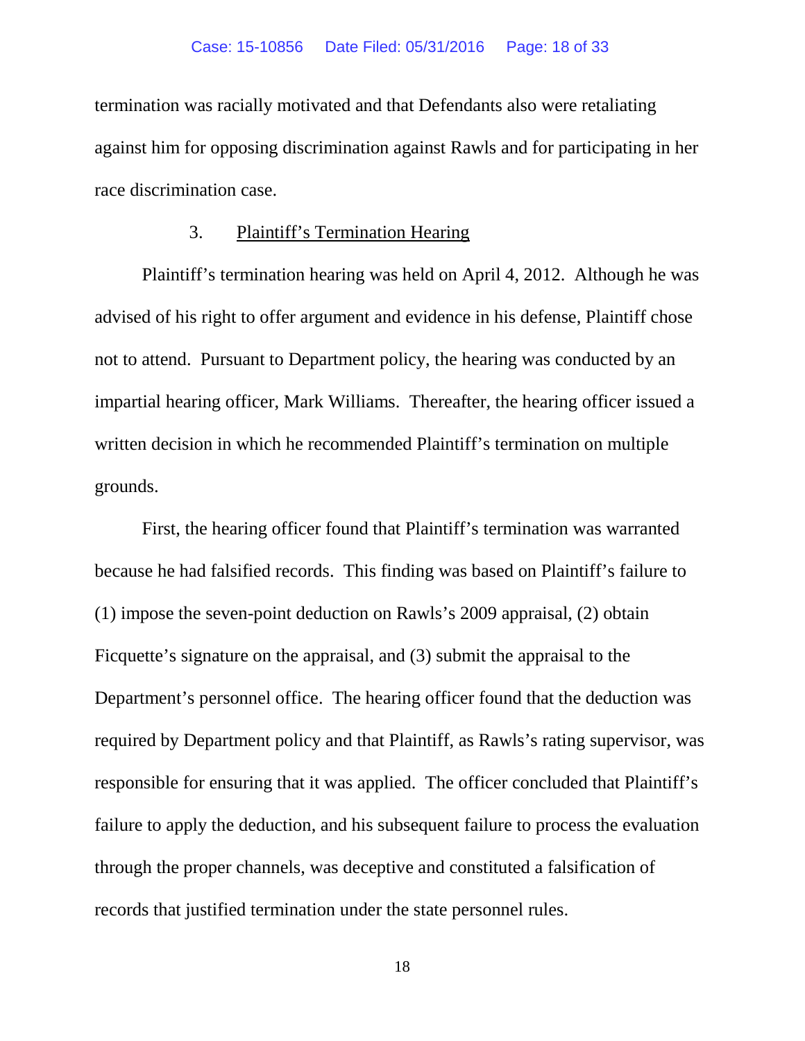termination was racially motivated and that Defendants also were retaliating against him for opposing discrimination against Rawls and for participating in her race discrimination case.

### 3. Plaintiff's Termination Hearing

Plaintiff's termination hearing was held on April 4, 2012. Although he was advised of his right to offer argument and evidence in his defense, Plaintiff chose not to attend. Pursuant to Department policy, the hearing was conducted by an impartial hearing officer, Mark Williams. Thereafter, the hearing officer issued a written decision in which he recommended Plaintiff's termination on multiple grounds.

First, the hearing officer found that Plaintiff's termination was warranted because he had falsified records. This finding was based on Plaintiff's failure to (1) impose the seven-point deduction on Rawls's 2009 appraisal, (2) obtain Ficquette's signature on the appraisal, and (3) submit the appraisal to the Department's personnel office. The hearing officer found that the deduction was required by Department policy and that Plaintiff, as Rawls's rating supervisor, was responsible for ensuring that it was applied. The officer concluded that Plaintiff's failure to apply the deduction, and his subsequent failure to process the evaluation through the proper channels, was deceptive and constituted a falsification of records that justified termination under the state personnel rules.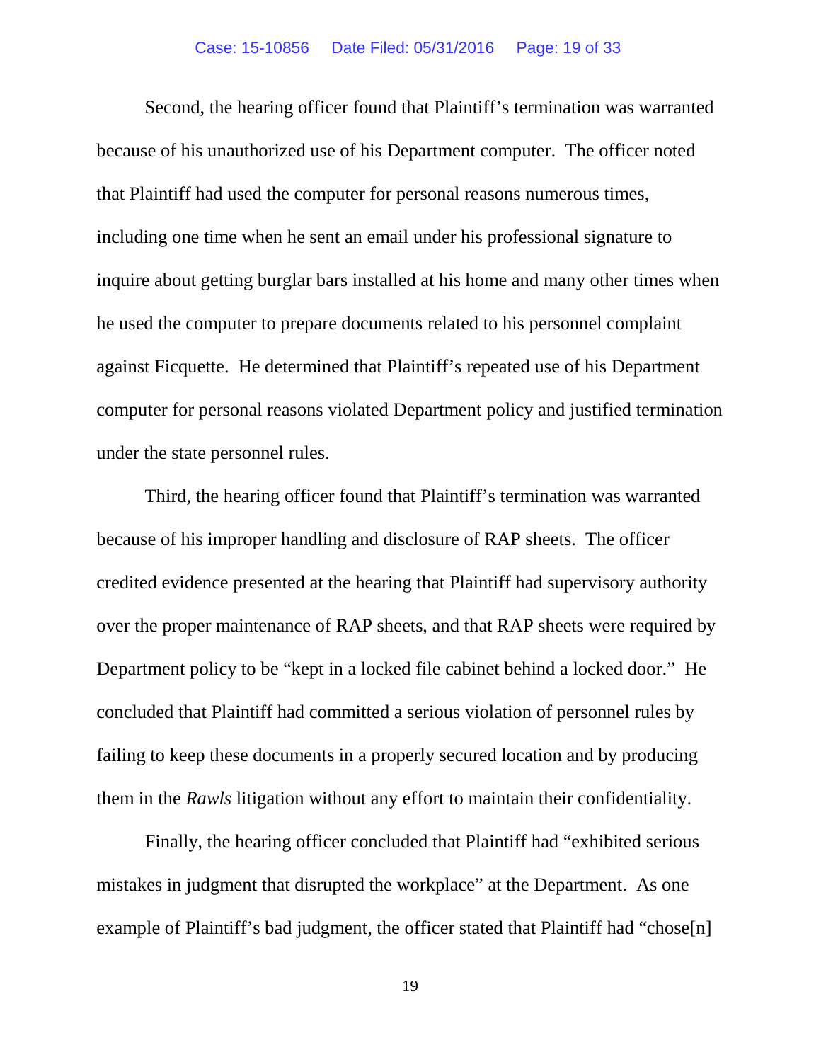Second, the hearing officer found that Plaintiff's termination was warranted because of his unauthorized use of his Department computer. The officer noted that Plaintiff had used the computer for personal reasons numerous times, including one time when he sent an email under his professional signature to inquire about getting burglar bars installed at his home and many other times when he used the computer to prepare documents related to his personnel complaint against Ficquette. He determined that Plaintiff's repeated use of his Department computer for personal reasons violated Department policy and justified termination under the state personnel rules.

Third, the hearing officer found that Plaintiff's termination was warranted because of his improper handling and disclosure of RAP sheets. The officer credited evidence presented at the hearing that Plaintiff had supervisory authority over the proper maintenance of RAP sheets, and that RAP sheets were required by Department policy to be "kept in a locked file cabinet behind a locked door." He concluded that Plaintiff had committed a serious violation of personnel rules by failing to keep these documents in a properly secured location and by producing them in the *Rawls* litigation without any effort to maintain their confidentiality.

Finally, the hearing officer concluded that Plaintiff had "exhibited serious mistakes in judgment that disrupted the workplace" at the Department. As one example of Plaintiff's bad judgment, the officer stated that Plaintiff had "chose[n]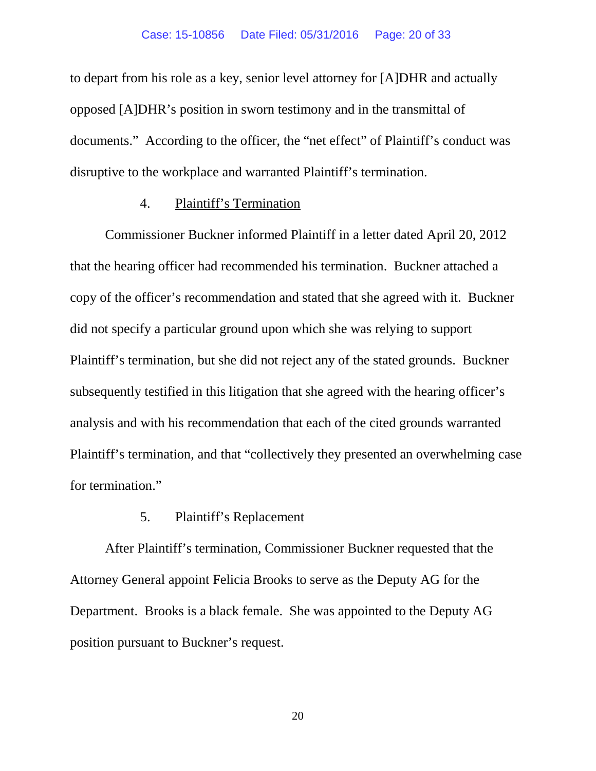to depart from his role as a key, senior level attorney for [A]DHR and actually opposed [A]DHR's position in sworn testimony and in the transmittal of documents." According to the officer, the "net effect" of Plaintiff's conduct was disruptive to the workplace and warranted Plaintiff's termination.

4. Plaintiff's Termination

Commissioner Buckner informed Plaintiff in a letter dated April 20, 2012 that the hearing officer had recommended his termination. Buckner attached a copy of the officer's recommendation and stated that she agreed with it. Buckner did not specify a particular ground upon which she was relying to support Plaintiff's termination, but she did not reject any of the stated grounds. Buckner subsequently testified in this litigation that she agreed with the hearing officer's analysis and with his recommendation that each of the cited grounds warranted Plaintiff's termination, and that "collectively they presented an overwhelming case for termination."

5. Plaintiff's Replacement

After Plaintiff's termination, Commissioner Buckner requested that the Attorney General appoint Felicia Brooks to serve as the Deputy AG for the Department. Brooks is a black female. She was appointed to the Deputy AG position pursuant to Buckner's request.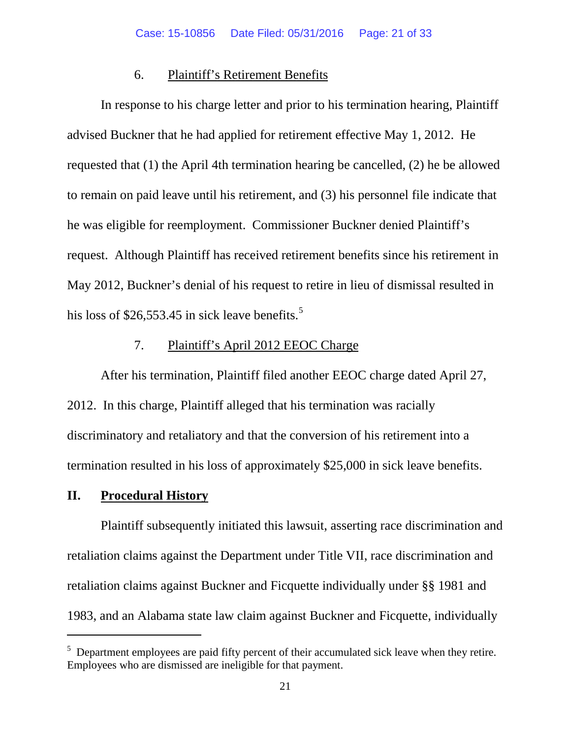### 6. Plaintiff's Retirement Benefits

In response to his charge letter and prior to his termination hearing, Plaintiff advised Buckner that he had applied for retirement effective May 1, 2012. He requested that (1) the April 4th termination hearing be cancelled, (2) he be allowed to remain on paid leave until his retirement, and (3) his personnel file indicate that he was eligible for reemployment. Commissioner Buckner denied Plaintiff's request. Although Plaintiff has received retirement benefits since his retirement in May 2012, Buckner's denial of his request to retire in lieu of dismissal resulted in his loss of $26,553.45 in sick leave benefits.[5]

### 7. Plaintiff's April 2012 EEOC Charge

After his termination, Plaintiff filed another EEOC charge dated April 27, 2012. In this charge, Plaintiff alleged that his termination was racially discriminatory and retaliatory and that the conversion of his retirement into a termination resulted in his loss of approximately $25,000 in sick leave benefits.

## II. Procedural History

Plaintiff subsequently initiated this lawsuit, asserting race discrimination and retaliation claims against the Department under Title VII, race discrimination and retaliation claims against Buckner and Ficquette individually under §§ 1981 and 1983, and an Alabama state law claim against Buckner and Ficquette, individually

---

[5] Department employees are paid fifty percent of their accumulated sick leave when they retire. Employees who are dismissed are ineligible for that payment.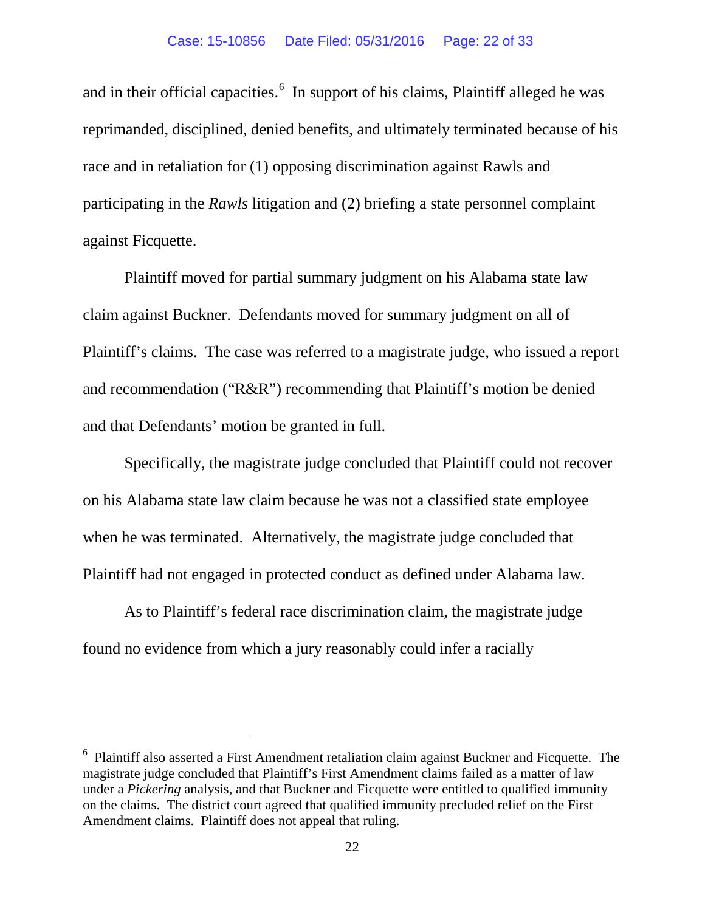and in their official capacities.[6] In support of his claims, Plaintiff alleged he was reprimanded, disciplined, denied benefits, and ultimately terminated because of his race and in retaliation for (1) opposing discrimination against Rawls and participating in the *Rawls* litigation and (2) briefing a state personnel complaint against Ficquette.

Plaintiff moved for partial summary judgment on his Alabama state law claim against Buckner. Defendants moved for summary judgment on all of Plaintiff's claims. The case was referred to a magistrate judge, who issued a report and recommendation ("R&R") recommending that Plaintiff's motion be denied and that Defendants' motion be granted in full.

Specifically, the magistrate judge concluded that Plaintiff could not recover on his Alabama state law claim because he was not a classified state employee when he was terminated. Alternatively, the magistrate judge concluded that Plaintiff had not engaged in protected conduct as defined under Alabama law.

As to Plaintiff's federal race discrimination claim, the magistrate judge found no evidence from which a jury reasonably could infer a racially

---

[6] Plaintiff also asserted a First Amendment retaliation claim against Buckner and Ficquette. The magistrate judge concluded that Plaintiff's First Amendment claims failed as a matter of law under a *Pickering* analysis, and that Buckner and Ficquette were entitled to qualified immunity on the claims. The district court agreed that qualified immunity precluded relief on the First Amendment claims. Plaintiff does not appeal that ruling.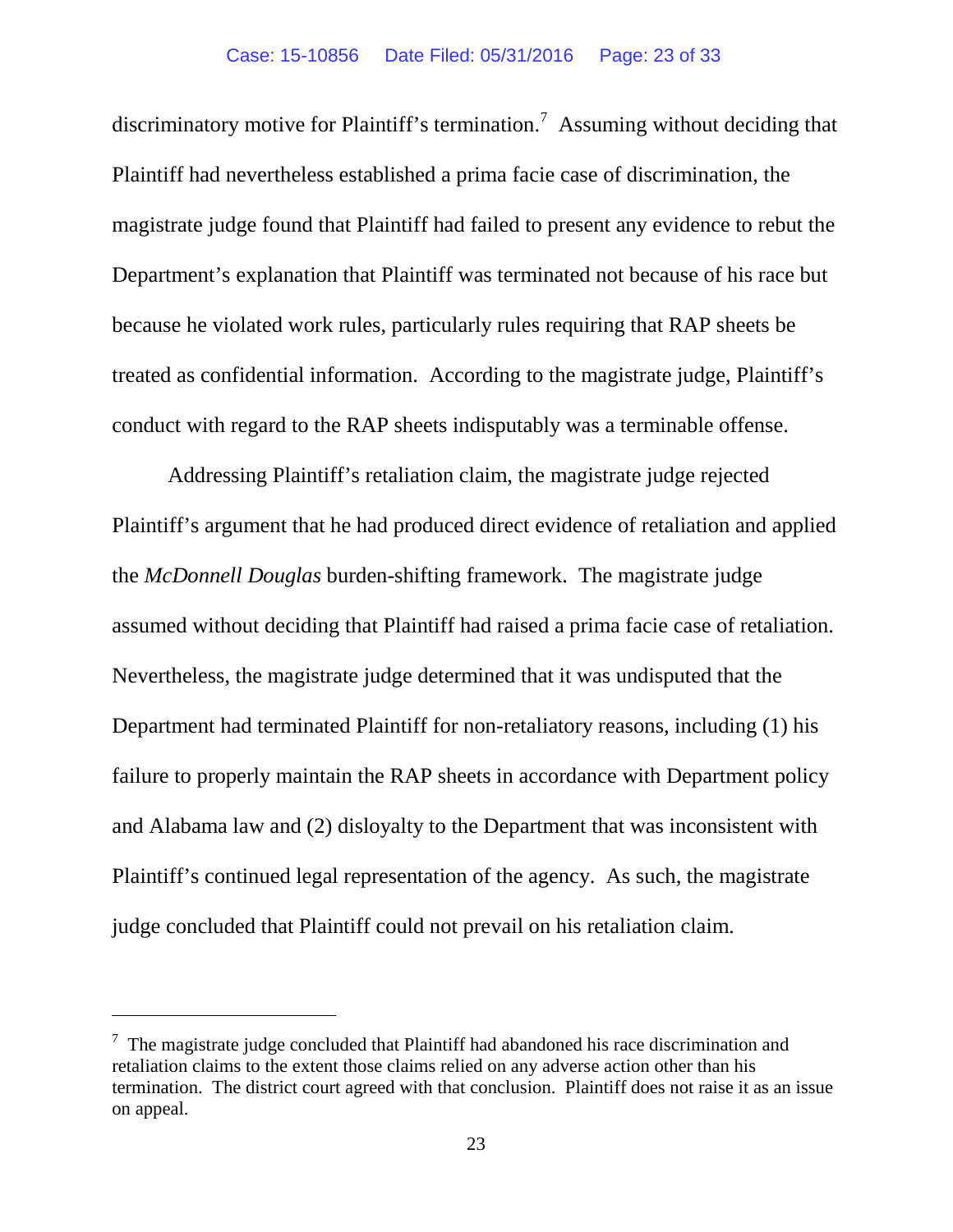discriminatory motive for Plaintiff's termination.[7] Assuming without deciding that Plaintiff had nevertheless established a prima facie case of discrimination, the magistrate judge found that Plaintiff had failed to present any evidence to rebut the Department's explanation that Plaintiff was terminated not because of his race but because he violated work rules, particularly rules requiring that RAP sheets be treated as confidential information. According to the magistrate judge, Plaintiff's conduct with regard to the RAP sheets indisputably was a terminable offense.

Addressing Plaintiff's retaliation claim, the magistrate judge rejected Plaintiff's argument that he had produced direct evidence of retaliation and applied the *McDonnell Douglas* burden-shifting framework. The magistrate judge assumed without deciding that Plaintiff had raised a prima facie case of retaliation. Nevertheless, the magistrate judge determined that it was undisputed that the Department had terminated Plaintiff for non-retaliatory reasons, including (1) his failure to properly maintain the RAP sheets in accordance with Department policy and Alabama law and (2) disloyalty to the Department that was inconsistent with Plaintiff's continued legal representation of the agency. As such, the magistrate judge concluded that Plaintiff could not prevail on his retaliation claim.

---

[7] The magistrate judge concluded that Plaintiff had abandoned his race discrimination and retaliation claims to the extent those claims relied on any adverse action other than his termination. The district court agreed with that conclusion. Plaintiff does not raise it as an issue on appeal.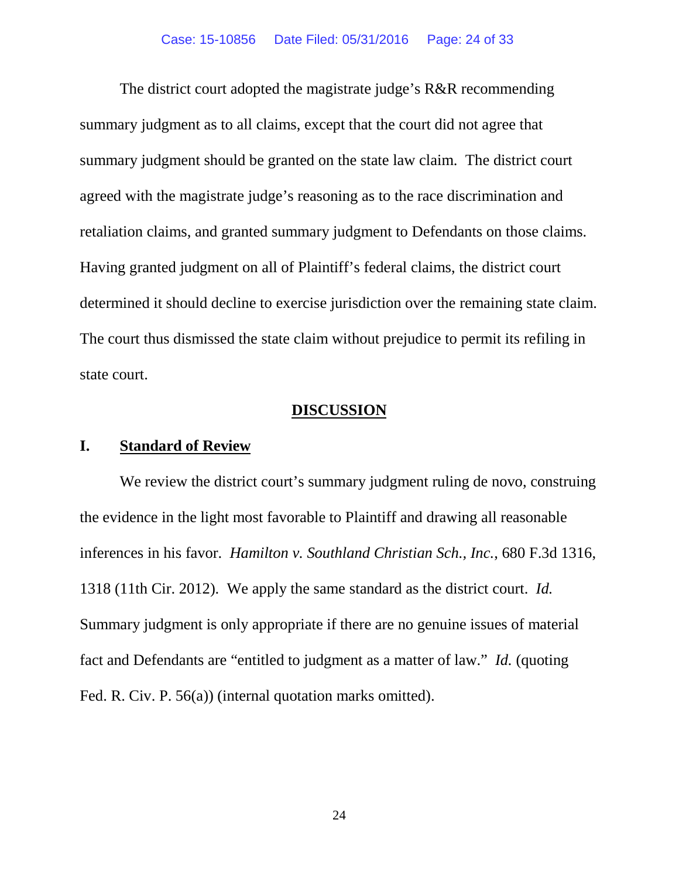The district court adopted the magistrate judge's R&R recommending summary judgment as to all claims, except that the court did not agree that summary judgment should be granted on the state law claim. The district court agreed with the magistrate judge's reasoning as to the race discrimination and retaliation claims, and granted summary judgment to Defendants on those claims. Having granted judgment on all of Plaintiff's federal claims, the district court determined it should decline to exercise jurisdiction over the remaining state claim. The court thus dismissed the state claim without prejudice to permit its refiling in state court.

## DISCUSSION

### I. Standard of Review

We review the district court's summary judgment ruling de novo, construing the evidence in the light most favorable to Plaintiff and drawing all reasonable inferences in his favor. *Hamilton v. Southland Christian Sch., Inc.*, 680 F.3d 1316, 1318 (11th Cir. 2012). We apply the same standard as the district court. *Id.* Summary judgment is only appropriate if there are no genuine issues of material fact and Defendants are "entitled to judgment as a matter of law." *Id.* (quoting Fed. R. Civ. P. 56(a)) (internal quotation marks omitted).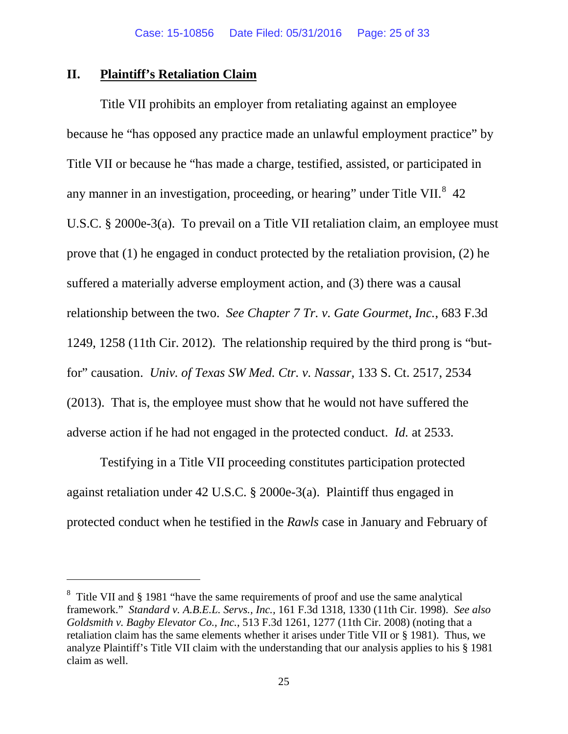## II. Plaintiff's Retaliation Claim

Title VII prohibits an employer from retaliating against an employee because he "has opposed any practice made an unlawful employment practice" by Title VII or because he "has made a charge, testified, assisted, or participated in any manner in an investigation, proceeding, or hearing" under Title VII.[8] 42 U.S.C. § 2000e-3(a). To prevail on a Title VII retaliation claim, an employee must prove that (1) he engaged in conduct protected by the retaliation provision, (2) he suffered a materially adverse employment action, and (3) there was a causal relationship between the two. *See Chapter 7 Tr. v. Gate Gourmet, Inc.*, 683 F.3d 1249, 1258 (11th Cir. 2012). The relationship required by the third prong is "but-for" causation. *Univ. of Texas SW Med. Ctr. v. Nassar*, 133 S. Ct. 2517, 2534 (2013). That is, the employee must show that he would not have suffered the adverse action if he had not engaged in the protected conduct. *Id.* at 2533.

Testifying in a Title VII proceeding constitutes participation protected against retaliation under 42 U.S.C. § 2000e-3(a). Plaintiff thus engaged in protected conduct when he testified in the *Rawls* case in January and February of

---

[8] Title VII and § 1981 "have the same requirements of proof and use the same analytical framework." *Standard v. A.B.E.L. Servs., Inc.*, 161 F.3d 1318, 1330 (11th Cir. 1998). *See also Goldsmith v. Bagby Elevator Co., Inc.*, 513 F.3d 1261, 1277 (11th Cir. 2008) (noting that a retaliation claim has the same elements whether it arises under Title VII or § 1981). Thus, we analyze Plaintiff's Title VII claim with the understanding that our analysis applies to his § 1981 claim as well.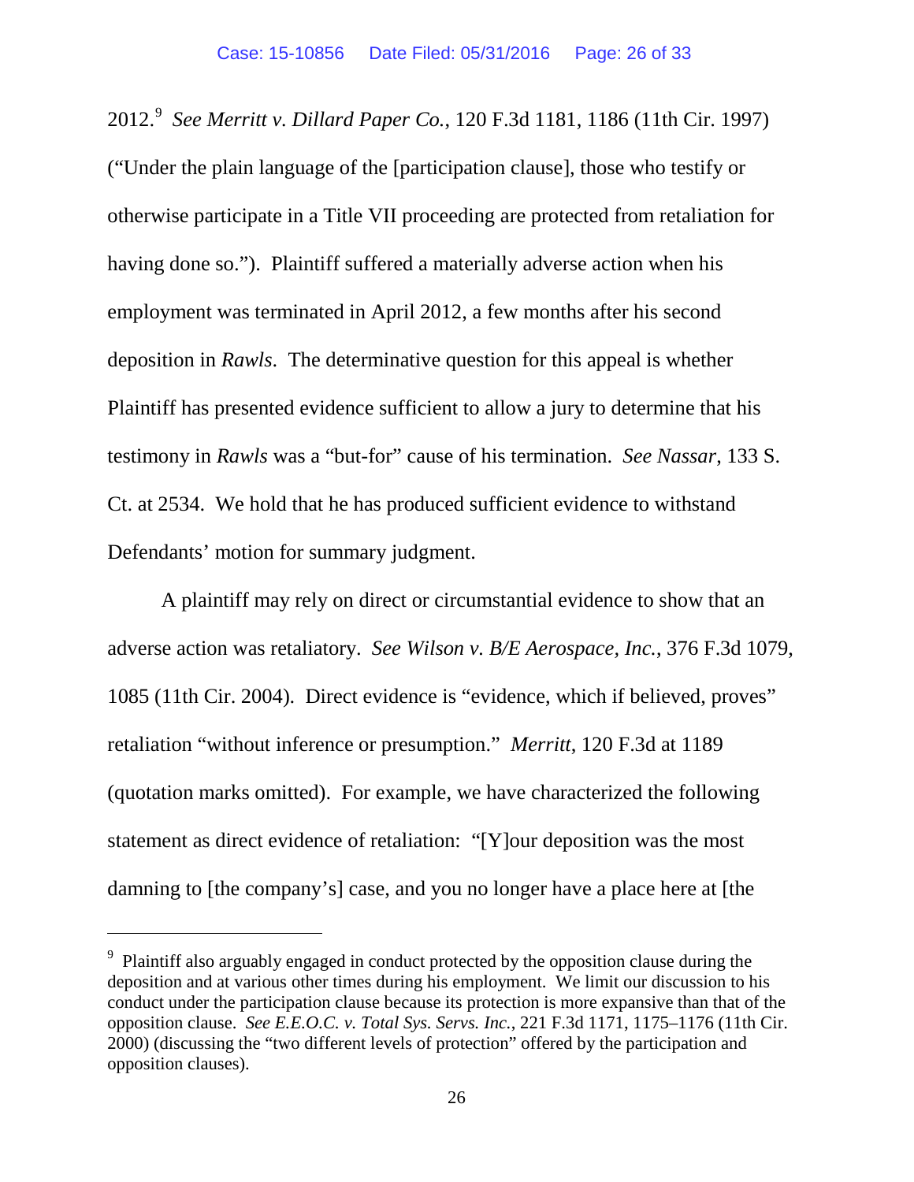2012.[9] *See Merritt v. Dillard Paper Co.*, 120 F.3d 1181, 1186 (11th Cir. 1997) ("Under the plain language of the [participation clause], those who testify or otherwise participate in a Title VII proceeding are protected from retaliation for having done so."). Plaintiff suffered a materially adverse action when his employment was terminated in April 2012, a few months after his second deposition in *Rawls*. The determinative question for this appeal is whether Plaintiff has presented evidence sufficient to allow a jury to determine that his testimony in *Rawls* was a "but-for" cause of his termination. *See Nassar*, 133 S. Ct. at 2534. We hold that he has produced sufficient evidence to withstand Defendants' motion for summary judgment.

A plaintiff may rely on direct or circumstantial evidence to show that an adverse action was retaliatory. *See Wilson v. B/E Aerospace, Inc.*, 376 F.3d 1079, 1085 (11th Cir. 2004). Direct evidence is "evidence, which if believed, proves" retaliation "without inference or presumption." *Merritt*, 120 F.3d at 1189 (quotation marks omitted). For example, we have characterized the following statement as direct evidence of retaliation: "[Y]our deposition was the most damning to [the company's] case, and you no longer have a place here at [the

---

[9] Plaintiff also arguably engaged in conduct protected by the opposition clause during the deposition and at various other times during his employment. We limit our discussion to his conduct under the participation clause because its protection is more expansive than that of the opposition clause. *See E.E.O.C. v. Total Sys. Servs. Inc.*, 221 F.3d 1171, 1175–1176 (11th Cir. 2000) (discussing the "two different levels of protection" offered by the participation and opposition clauses).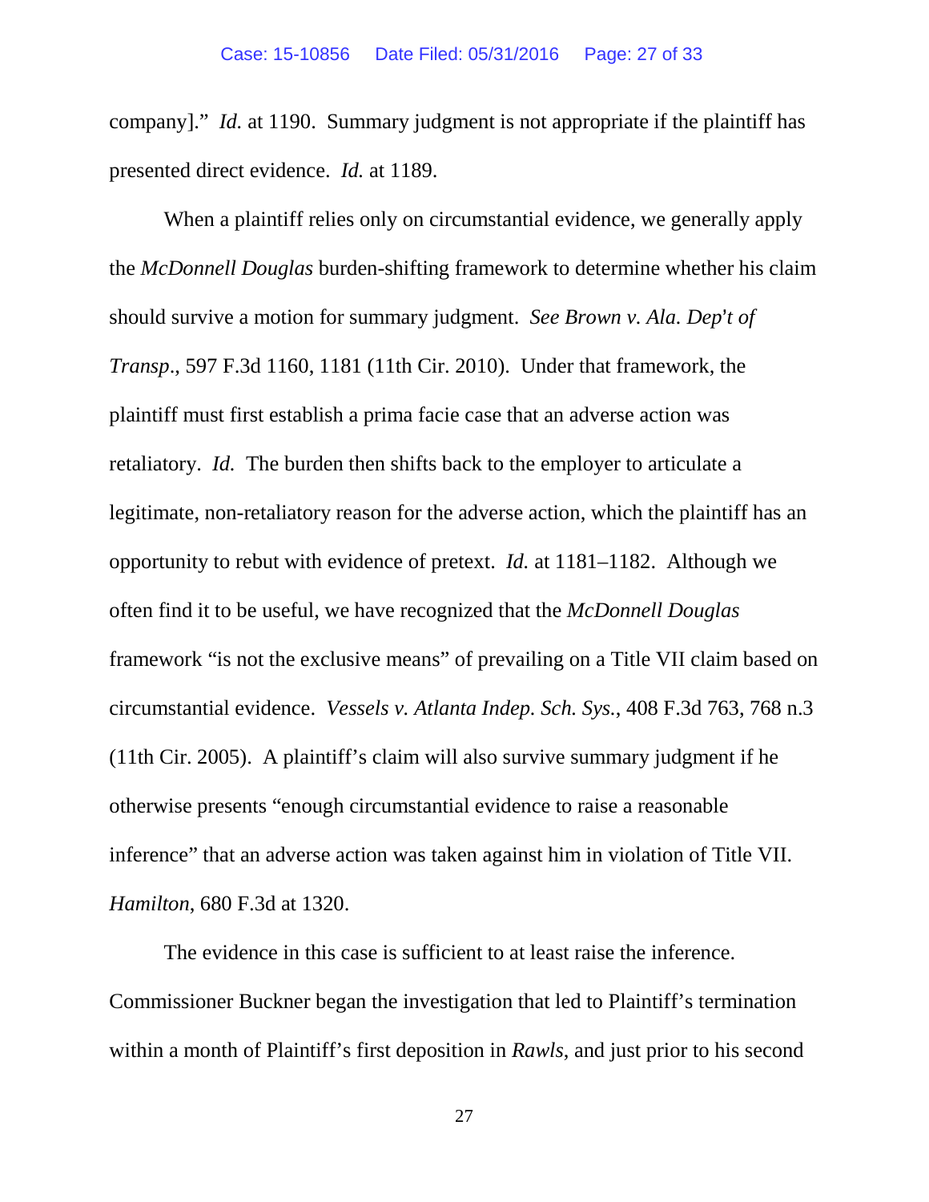company]." *Id.* at 1190. Summary judgment is not appropriate if the plaintiff has presented direct evidence. *Id.* at 1189.

When a plaintiff relies only on circumstantial evidence, we generally apply the *McDonnell Douglas* burden-shifting framework to determine whether his claim should survive a motion for summary judgment. *See Brown v. Ala. Dep't of Transp.*, 597 F.3d 1160, 1181 (11th Cir. 2010). Under that framework, the plaintiff must first establish a prima facie case that an adverse action was retaliatory. *Id.* The burden then shifts back to the employer to articulate a legitimate, non-retaliatory reason for the adverse action, which the plaintiff has an opportunity to rebut with evidence of pretext. *Id.* at 1181–1182. Although we often find it to be useful, we have recognized that the *McDonnell Douglas* framework "is not the exclusive means" of prevailing on a Title VII claim based on circumstantial evidence. *Vessels v. Atlanta Indep. Sch. Sys.*, 408 F.3d 763, 768 n.3 (11th Cir. 2005). A plaintiff's claim will also survive summary judgment if he otherwise presents "enough circumstantial evidence to raise a reasonable inference" that an adverse action was taken against him in violation of Title VII. *Hamilton*, 680 F.3d at 1320.

The evidence in this case is sufficient to at least raise the inference. Commissioner Buckner began the investigation that led to Plaintiff's termination within a month of Plaintiff's first deposition in *Rawls*, and just prior to his second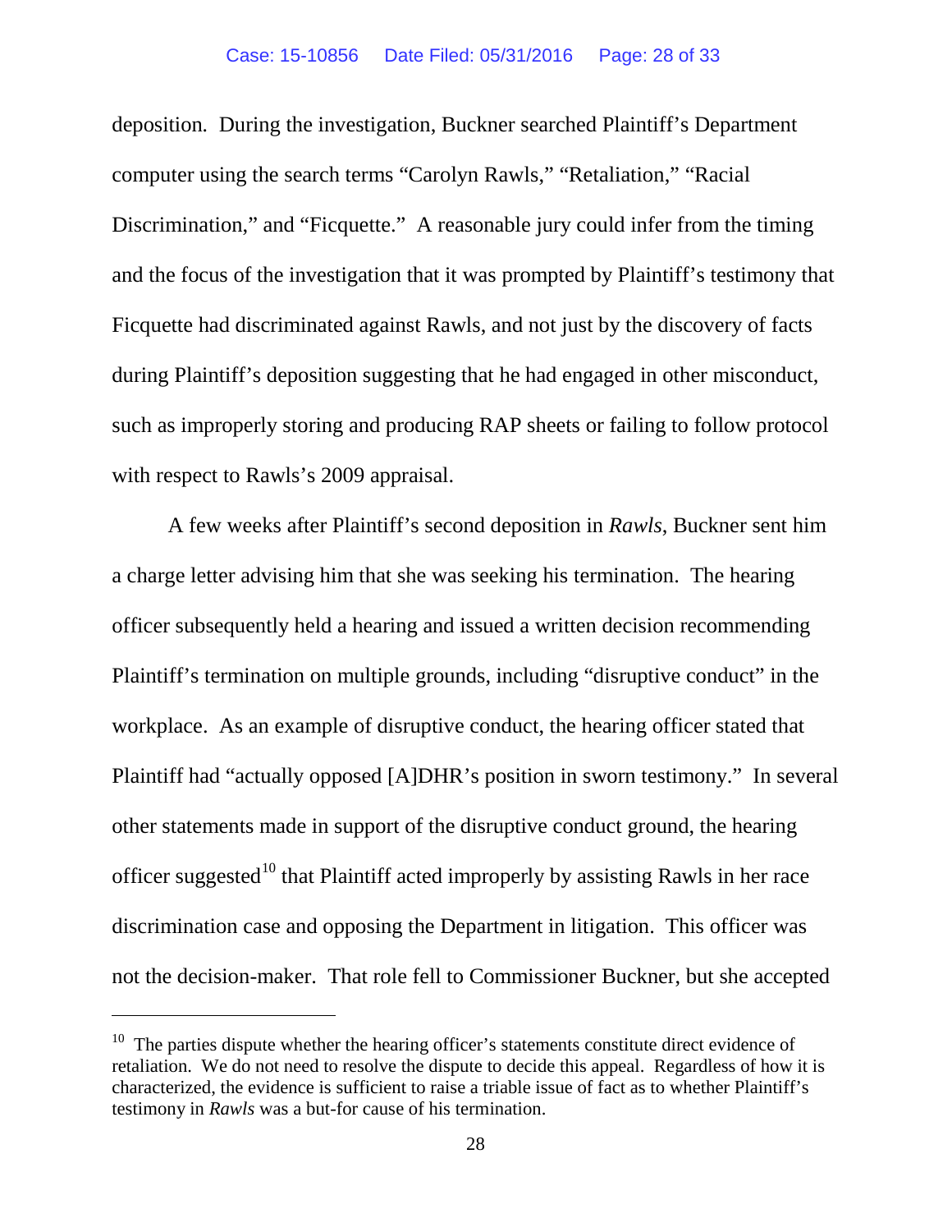deposition. During the investigation, Buckner searched Plaintiff's Department computer using the search terms "Carolyn Rawls," "Retaliation," "Racial Discrimination," and "Ficquette." A reasonable jury could infer from the timing and the focus of the investigation that it was prompted by Plaintiff's testimony that Ficquette had discriminated against Rawls, and not just by the discovery of facts during Plaintiff's deposition suggesting that he had engaged in other misconduct, such as improperly storing and producing RAP sheets or failing to follow protocol with respect to Rawls's 2009 appraisal.

A few weeks after Plaintiff's second deposition in *Rawls*, Buckner sent him a charge letter advising him that she was seeking his termination. The hearing officer subsequently held a hearing and issued a written decision recommending Plaintiff's termination on multiple grounds, including "disruptive conduct" in the workplace. As an example of disruptive conduct, the hearing officer stated that Plaintiff had "actually opposed [A]DHR's position in sworn testimony." In several other statements made in support of the disruptive conduct ground, the hearing officer suggested[10] that Plaintiff acted improperly by assisting Rawls in her race discrimination case and opposing the Department in litigation. This officer was not the decision-maker. That role fell to Commissioner Buckner, but she accepted

[10] The parties dispute whether the hearing officer's statements constitute direct evidence of retaliation. We do not need to resolve the dispute to decide this appeal. Regardless of how it is characterized, the evidence is sufficient to raise a triable issue of fact as to whether Plaintiff's testimony in *Rawls* was a but-for cause of his termination.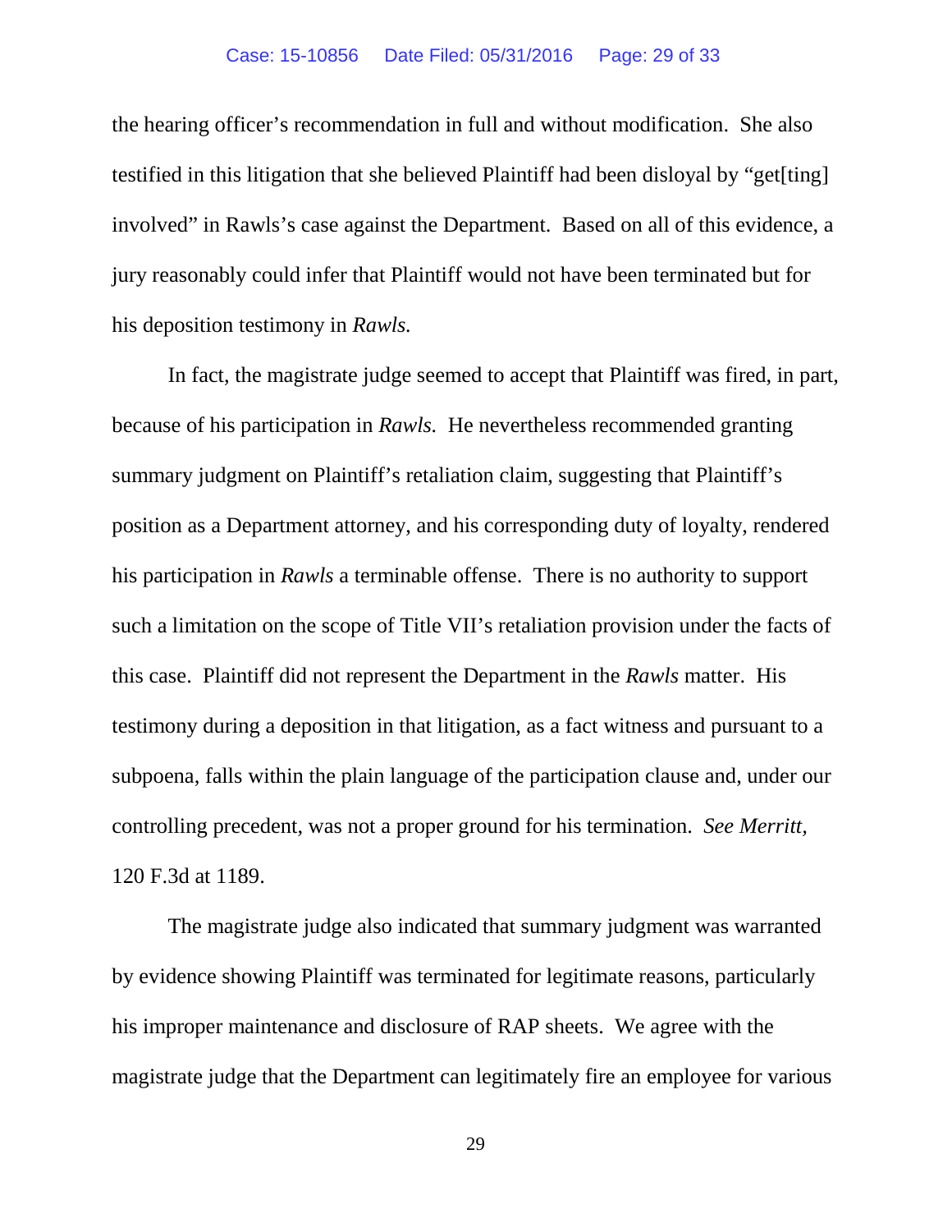the hearing officer's recommendation in full and without modification. She also testified in this litigation that she believed Plaintiff had been disloyal by "get[ting] involved" in Rawls's case against the Department. Based on all of this evidence, a jury reasonably could infer that Plaintiff would not have been terminated but for his deposition testimony in *Rawls.*

In fact, the magistrate judge seemed to accept that Plaintiff was fired, in part, because of his participation in *Rawls.* He nevertheless recommended granting summary judgment on Plaintiff's retaliation claim, suggesting that Plaintiff's position as a Department attorney, and his corresponding duty of loyalty, rendered his participation in *Rawls* a terminable offense. There is no authority to support such a limitation on the scope of Title VII's retaliation provision under the facts of this case. Plaintiff did not represent the Department in the *Rawls* matter. His testimony during a deposition in that litigation, as a fact witness and pursuant to a subpoena, falls within the plain language of the participation clause and, under our controlling precedent, was not a proper ground for his termination. *See Merritt,* 120 F.3d at 1189.

The magistrate judge also indicated that summary judgment was warranted by evidence showing Plaintiff was terminated for legitimate reasons, particularly his improper maintenance and disclosure of RAP sheets. We agree with the magistrate judge that the Department can legitimately fire an employee for various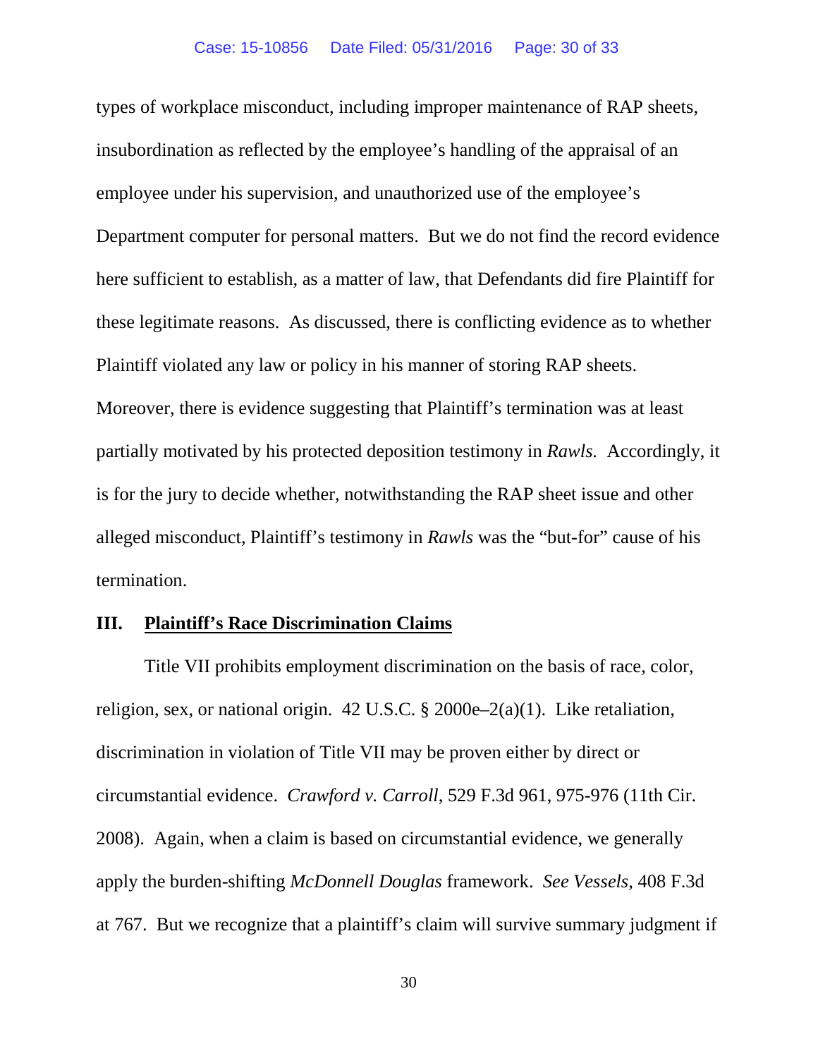types of workplace misconduct, including improper maintenance of RAP sheets, insubordination as reflected by the employee's handling of the appraisal of an employee under his supervision, and unauthorized use of the employee's Department computer for personal matters. But we do not find the record evidence here sufficient to establish, as a matter of law, that Defendants did fire Plaintiff for these legitimate reasons. As discussed, there is conflicting evidence as to whether Plaintiff violated any law or policy in his manner of storing RAP sheets. Moreover, there is evidence suggesting that Plaintiff's termination was at least partially motivated by his protected deposition testimony in *Rawls*. Accordingly, it is for the jury to decide whether, notwithstanding the RAP sheet issue and other alleged misconduct, Plaintiff's testimony in *Rawls* was the "but-for" cause of his termination.

## III. Plaintiff's Race Discrimination Claims

Title VII prohibits employment discrimination on the basis of race, color, religion, sex, or national origin. 42 U.S.C. § 2000e–2(a)(1). Like retaliation, discrimination in violation of Title VII may be proven either by direct or circumstantial evidence. *Crawford v. Carroll*, 529 F.3d 961, 975-976 (11th Cir. 2008). Again, when a claim is based on circumstantial evidence, we generally apply the burden-shifting *McDonnell Douglas* framework. *See Vessels*, 408 F.3d at 767. But we recognize that a plaintiff's claim will survive summary judgment if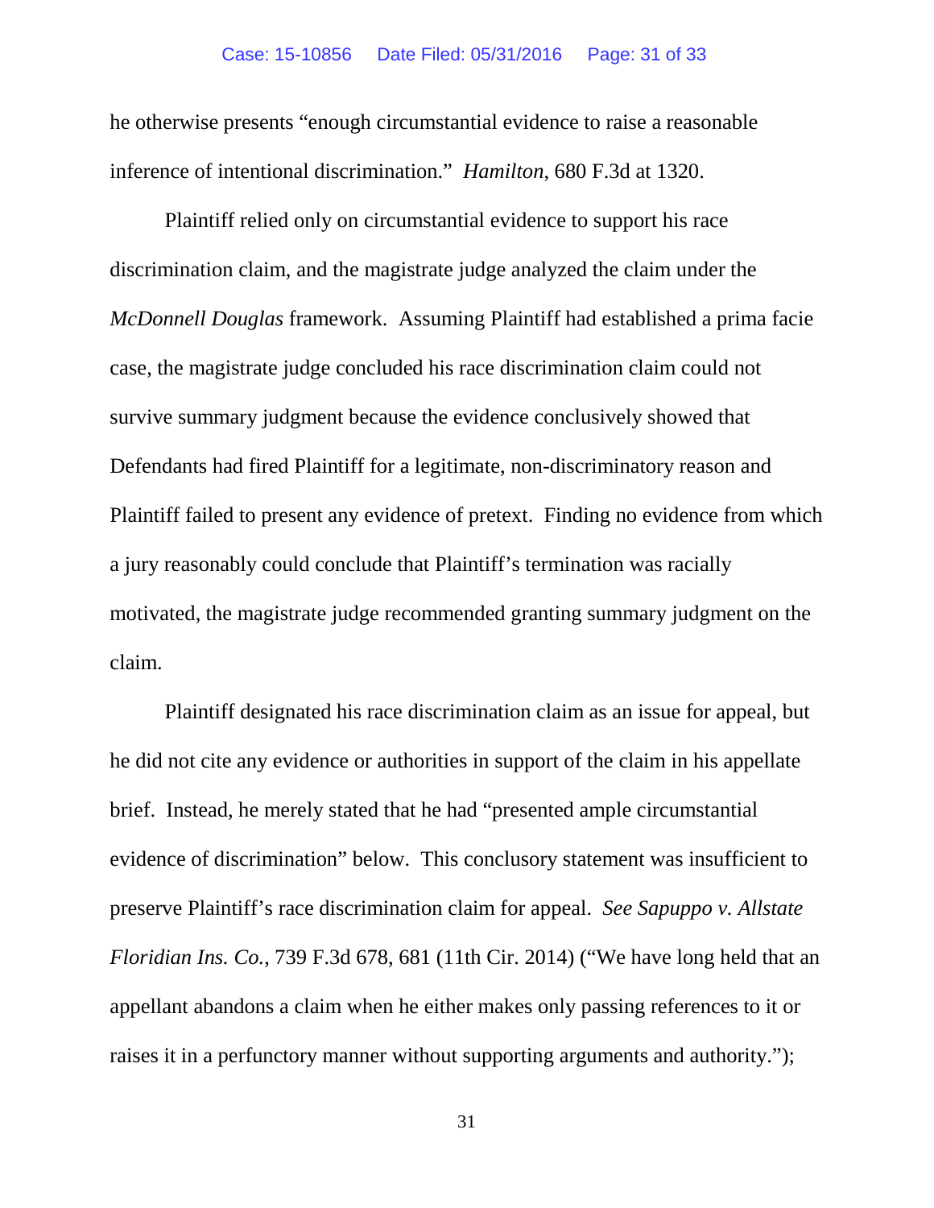he otherwise presents "enough circumstantial evidence to raise a reasonable inference of intentional discrimination." *Hamilton*, 680 F.3d at 1320.

Plaintiff relied only on circumstantial evidence to support his race discrimination claim, and the magistrate judge analyzed the claim under the *McDonnell Douglas* framework. Assuming Plaintiff had established a prima facie case, the magistrate judge concluded his race discrimination claim could not survive summary judgment because the evidence conclusively showed that Defendants had fired Plaintiff for a legitimate, non-discriminatory reason and Plaintiff failed to present any evidence of pretext. Finding no evidence from which a jury reasonably could conclude that Plaintiff's termination was racially motivated, the magistrate judge recommended granting summary judgment on the claim.

Plaintiff designated his race discrimination claim as an issue for appeal, but he did not cite any evidence or authorities in support of the claim in his appellate brief. Instead, he merely stated that he had "presented ample circumstantial evidence of discrimination" below. This conclusory statement was insufficient to preserve Plaintiff's race discrimination claim for appeal. *See Sapuppo v. Allstate Floridian Ins. Co.*, 739 F.3d 678, 681 (11th Cir. 2014) ("We have long held that an appellant abandons a claim when he either makes only passing references to it or raises it in a perfunctory manner without supporting arguments and authority.");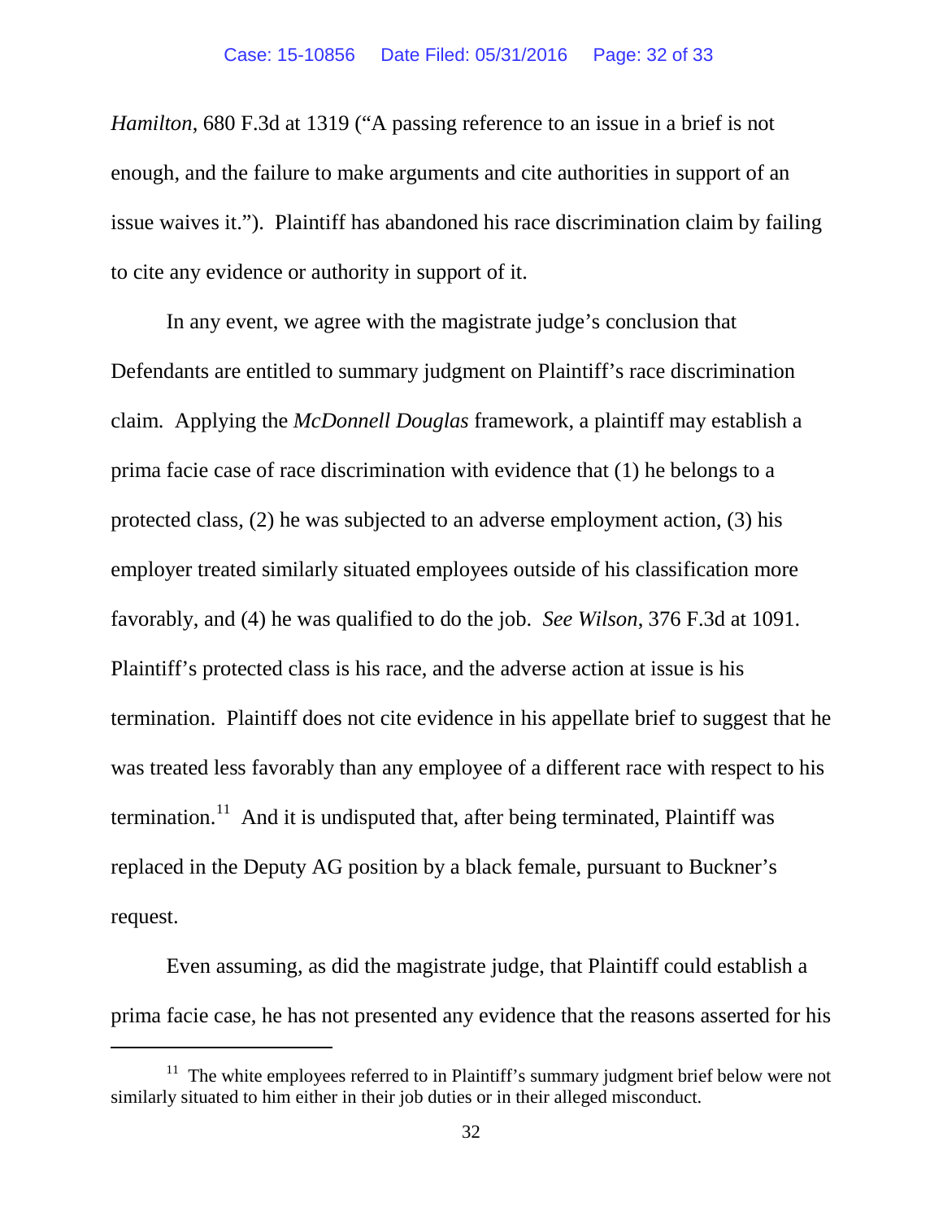*Hamilton*, 680 F.3d at 1319 ("A passing reference to an issue in a brief is not enough, and the failure to make arguments and cite authorities in support of an issue waives it."). Plaintiff has abandoned his race discrimination claim by failing to cite any evidence or authority in support of it.

In any event, we agree with the magistrate judge's conclusion that Defendants are entitled to summary judgment on Plaintiff's race discrimination claim. Applying the *McDonnell Douglas* framework, a plaintiff may establish a prima facie case of race discrimination with evidence that (1) he belongs to a protected class, (2) he was subjected to an adverse employment action, (3) his employer treated similarly situated employees outside of his classification more favorably, and (4) he was qualified to do the job. *See Wilson*, 376 F.3d at 1091. Plaintiff's protected class is his race, and the adverse action at issue is his termination. Plaintiff does not cite evidence in his appellate brief to suggest that he was treated less favorably than any employee of a different race with respect to his termination.[11] And it is undisputed that, after being terminated, Plaintiff was replaced in the Deputy AG position by a black female, pursuant to Buckner's request.

Even assuming, as did the magistrate judge, that Plaintiff could establish a prima facie case, he has not presented any evidence that the reasons asserted for his

[11] The white employees referred to in Plaintiff's summary judgment brief below were not similarly situated to him either in their job duties or in their alleged misconduct.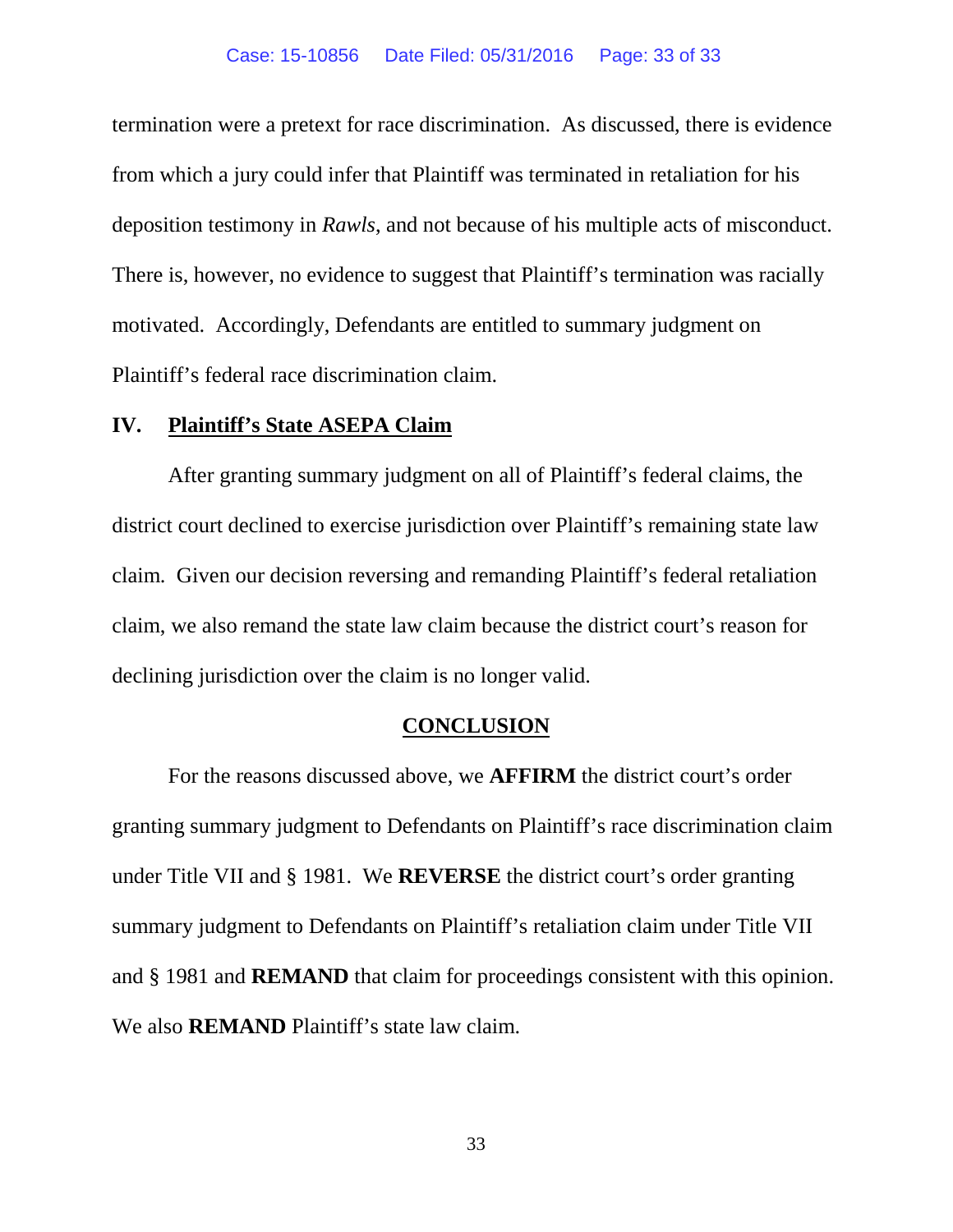termination were a pretext for race discrimination. As discussed, there is evidence from which a jury could infer that Plaintiff was terminated in retaliation for his deposition testimony in *Rawls*, and not because of his multiple acts of misconduct. There is, however, no evidence to suggest that Plaintiff's termination was racially motivated. Accordingly, Defendants are entitled to summary judgment on Plaintiff's federal race discrimination claim.

## IV. Plaintiff's State ASEPA Claim

After granting summary judgment on all of Plaintiff's federal claims, the district court declined to exercise jurisdiction over Plaintiff's remaining state law claim. Given our decision reversing and remanding Plaintiff's federal retaliation claim, we also remand the state law claim because the district court's reason for declining jurisdiction over the claim is no longer valid.

## CONCLUSION

For the reasons discussed above, we **AFFIRM** the district court's order granting summary judgment to Defendants on Plaintiff's race discrimination claim under Title VII and § 1981. We **REVERSE** the district court's order granting summary judgment to Defendants on Plaintiff's retaliation claim under Title VII and § 1981 and **REMAND** that claim for proceedings consistent with this opinion. We also **REMAND** Plaintiff's state law claim.